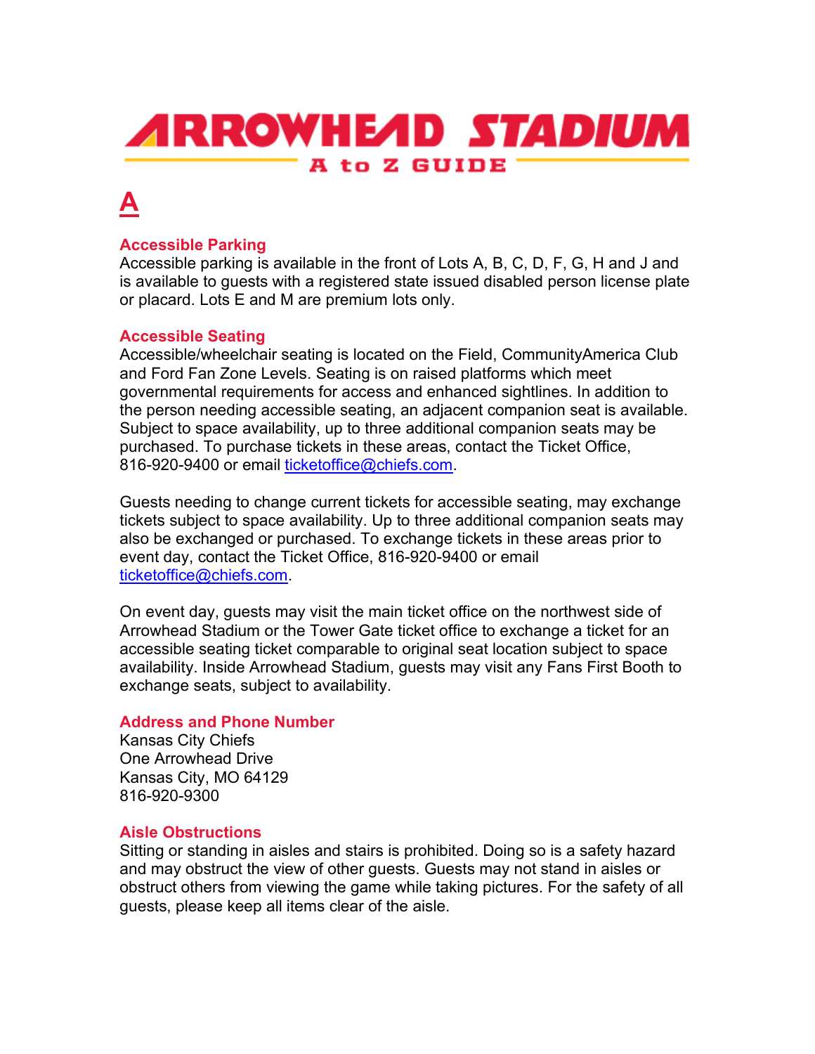# ARROWHEAD STADIUM

## A to Z GUIDE

## A

### Accessible Parking

Accessible parking is available in the front of Lots A, B, C, D, F, G, H and J and is available to guests with a registered state issued disabled person license plate or placard. Lots E and M are premium lots only.

### Accessible Seating

Accessible/wheelchair seating is located on the Field, CommunityAmerica Club and Ford Fan Zone Levels. Seating is on raised platforms which meet governmental requirements for access and enhanced sightlines. In addition to the person needing accessible seating, an adjacent companion seat is available. Subject to space availability, up to three additional companion seats may be purchased. To purchase tickets in these areas, contact the Ticket Office, 816-920-9400 or email ticketoffice@chiefs.com.

Guests needing to change current tickets for accessible seating, may exchange tickets subject to space availability. Up to three additional companion seats may also be exchanged or purchased. To exchange tickets in these areas prior to event day, contact the Ticket Office, 816-920-9400 or email ticketoffice@chiefs.com.

On event day, guests may visit the main ticket office on the northwest side of Arrowhead Stadium or the Tower Gate ticket office to exchange a ticket for an accessible seating ticket comparable to original seat location subject to space availability. Inside Arrowhead Stadium, guests may visit any Fans First Booth to exchange seats, subject to availability.

### Address and Phone Number

Kansas City Chiefs
One Arrowhead Drive
Kansas City, MO 64129
816-920-9300

### Aisle Obstructions

Sitting or standing in aisles and stairs is prohibited. Doing so is a safety hazard and may obstruct the view of other guests. Guests may not stand in aisles or obstruct others from viewing the game while taking pictures. For the safety of all guests, please keep all items clear of the aisle.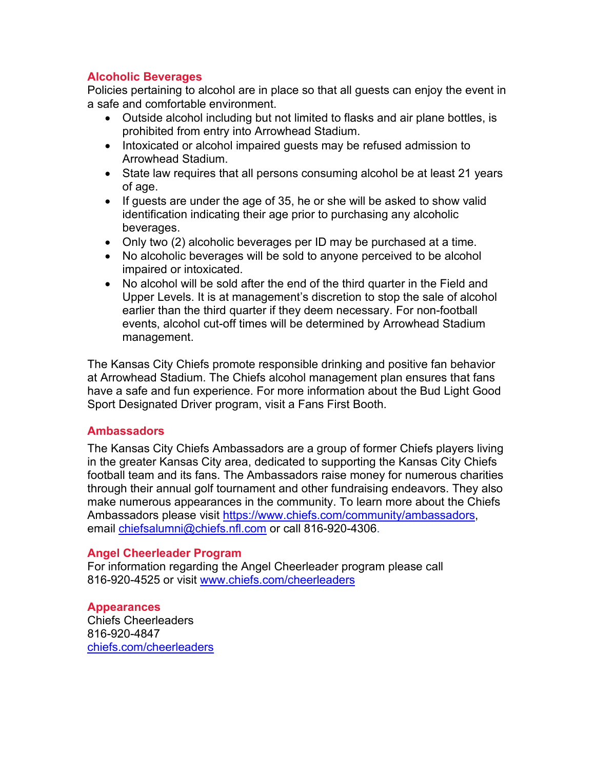## Alcoholic Beverages

Policies pertaining to alcohol are in place so that all guests can enjoy the event in a safe and comfortable environment.

- Outside alcohol including but not limited to flasks and air plane bottles, is prohibited from entry into Arrowhead Stadium.
- Intoxicated or alcohol impaired guests may be refused admission to Arrowhead Stadium.
- State law requires that all persons consuming alcohol be at least 21 years of age.
- If guests are under the age of 35, he or she will be asked to show valid identification indicating their age prior to purchasing any alcoholic beverages.
- Only two (2) alcoholic beverages per ID may be purchased at a time.
- No alcoholic beverages will be sold to anyone perceived to be alcohol impaired or intoxicated.
- No alcohol will be sold after the end of the third quarter in the Field and Upper Levels. It is at management's discretion to stop the sale of alcohol earlier than the third quarter if they deem necessary. For non-football events, alcohol cut-off times will be determined by Arrowhead Stadium management.

The Kansas City Chiefs promote responsible drinking and positive fan behavior at Arrowhead Stadium. The Chiefs alcohol management plan ensures that fans have a safe and fun experience. For more information about the Bud Light Good Sport Designated Driver program, visit a Fans First Booth.

## Ambassadors

The Kansas City Chiefs Ambassadors are a group of former Chiefs players living in the greater Kansas City area, dedicated to supporting the Kansas City Chiefs football team and its fans. The Ambassadors raise money for numerous charities through their annual golf tournament and other fundraising endeavors. They also make numerous appearances in the community. To learn more about the Chiefs Ambassadors please visit https://www.chiefs.com/community/ambassadors, email chiefsalumni@chiefs.nfl.com or call 816-920-4306.

## Angel Cheerleader Program

For information regarding the Angel Cheerleader program please call 816-920-4525 or visit www.chiefs.com/cheerleaders

## Appearances

Chiefs Cheerleaders
816-920-4847
chiefs.com/cheerleaders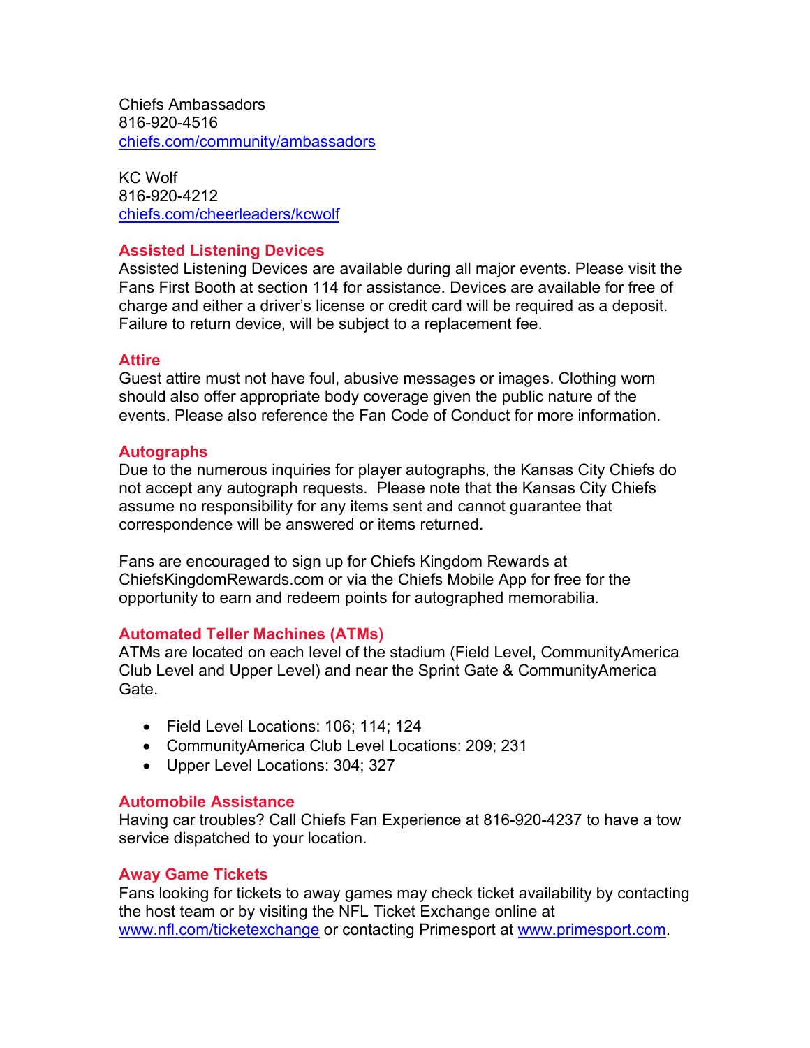Chiefs Ambassadors
816-920-4516
[chiefs.com/community/ambassadors](chiefs.com/community/ambassadors)

KC Wolf
816-920-4212
[chiefs.com/cheerleaders/kcwolf](chiefs.com/cheerleaders/kcwolf)

## Assisted Listening Devices

Assisted Listening Devices are available during all major events. Please visit the Fans First Booth at section 114 for assistance. Devices are available for free of charge and either a driver's license or credit card will be required as a deposit. Failure to return device, will be subject to a replacement fee.

## Attire

Guest attire must not have foul, abusive messages or images. Clothing worn should also offer appropriate body coverage given the public nature of the events. Please also reference the Fan Code of Conduct for more information.

## Autographs

Due to the numerous inquiries for player autographs, the Kansas City Chiefs do not accept any autograph requests. Please note that the Kansas City Chiefs assume no responsibility for any items sent and cannot guarantee that correspondence will be answered or items returned.

Fans are encouraged to sign up for Chiefs Kingdom Rewards at ChiefsKingdomRewards.com or via the Chiefs Mobile App for free for the opportunity to earn and redeem points for autographed memorabilia.

## Automated Teller Machines (ATMs)

ATMs are located on each level of the stadium (Field Level, CommunityAmerica Club Level and Upper Level) and near the Sprint Gate & CommunityAmerica Gate.

- Field Level Locations: 106; 114; 124
- CommunityAmerica Club Level Locations: 209; 231
- Upper Level Locations: 304; 327

## Automobile Assistance

Having car troubles? Call Chiefs Fan Experience at 816-920-4237 to have a tow service dispatched to your location.

## Away Game Tickets

Fans looking for tickets to away games may check ticket availability by contacting the host team or by visiting the NFL Ticket Exchange online at [www.nfl.com/ticketexchange](www.nfl.com/ticketexchange) or contacting Primesport at [www.primesport.com](www.primesport.com).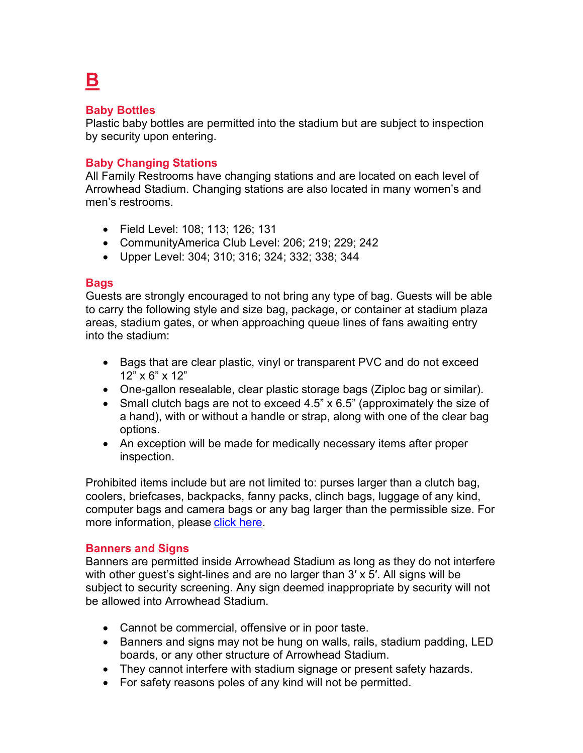# B

### Baby Bottles

Plastic baby bottles are permitted into the stadium but are subject to inspection by security upon entering.

### Baby Changing Stations

All Family Restrooms have changing stations and are located on each level of Arrowhead Stadium. Changing stations are also located in many women's and men's restrooms.

- Field Level: 108; 113; 126; 131
- CommunityAmerica Club Level: 206; 219; 229; 242
- Upper Level: 304; 310; 316; 324; 332; 338; 344

### Bags

Guests are strongly encouraged to not bring any type of bag. Guests will be able to carry the following style and size bag, package, or container at stadium plaza areas, stadium gates, or when approaching queue lines of fans awaiting entry into the stadium:

- Bags that are clear plastic, vinyl or transparent PVC and do not exceed 12" x 6" x 12"
- One-gallon resealable, clear plastic storage bags (Ziploc bag or similar).
- Small clutch bags are not to exceed 4.5" x 6.5" (approximately the size of a hand), with or without a handle or strap, along with one of the clear bag options.
- An exception will be made for medically necessary items after proper inspection.

Prohibited items include but are not limited to: purses larger than a clutch bag, coolers, briefcases, backpacks, fanny packs, clinch bags, luggage of any kind, computer bags and camera bags or any bag larger than the permissible size. For more information, please click here.

### Banners and Signs

Banners are permitted inside Arrowhead Stadium as long as they do not interfere with other guest's sight-lines and are no larger than 3′ x 5′. All signs will be subject to security screening. Any sign deemed inappropriate by security will not be allowed into Arrowhead Stadium.

- Cannot be commercial, offensive or in poor taste.
- Banners and signs may not be hung on walls, rails, stadium padding, LED boards, or any other structure of Arrowhead Stadium.
- They cannot interfere with stadium signage or present safety hazards.
- For safety reasons poles of any kind will not be permitted.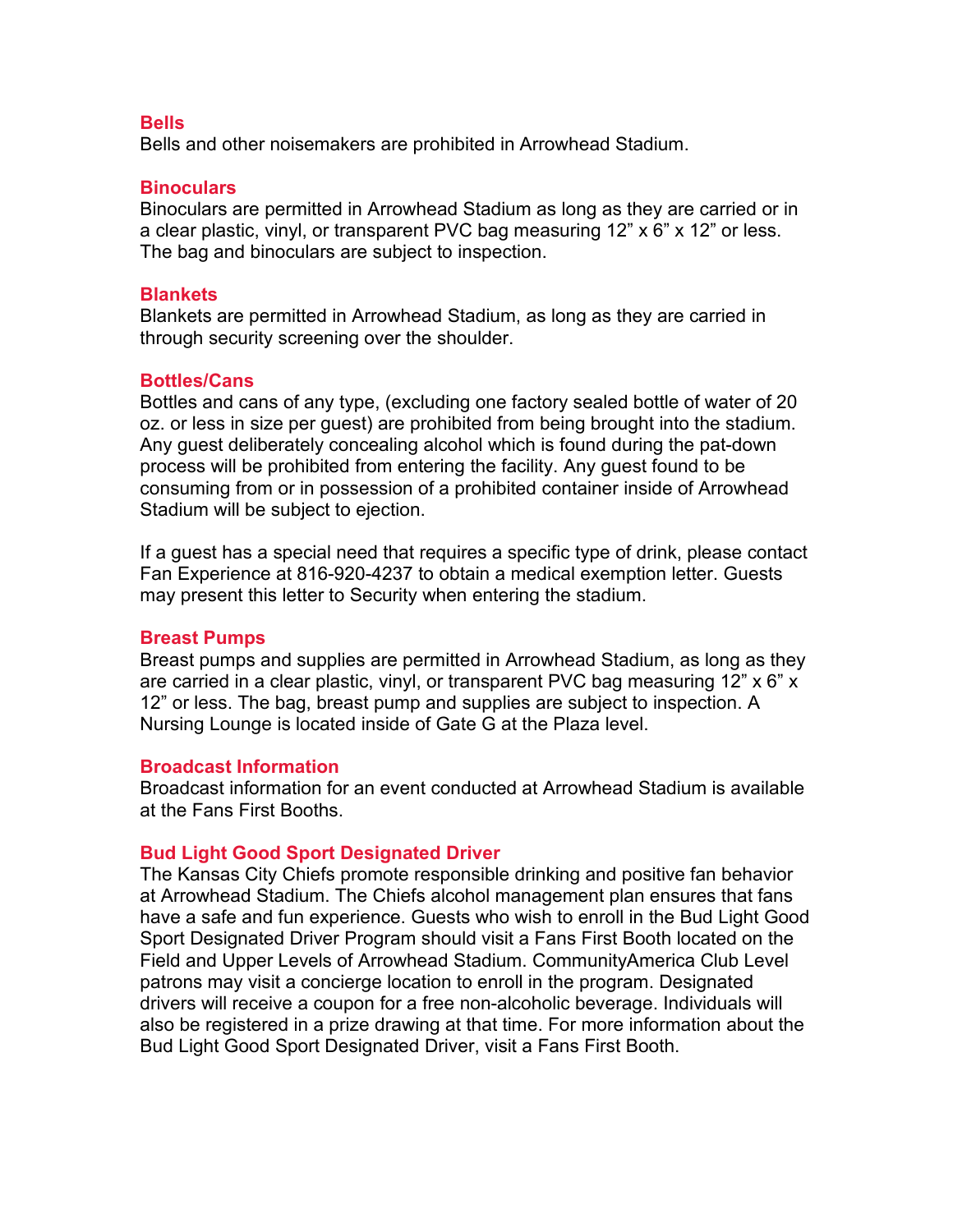### Bells

Bells and other noisemakers are prohibited in Arrowhead Stadium.

### Binoculars

Binoculars are permitted in Arrowhead Stadium as long as they are carried or in a clear plastic, vinyl, or transparent PVC bag measuring 12” x 6” x 12” or less. The bag and binoculars are subject to inspection.

### Blankets

Blankets are permitted in Arrowhead Stadium, as long as they are carried in through security screening over the shoulder.

### Bottles/Cans

Bottles and cans of any type, (excluding one factory sealed bottle of water of 20 oz. or less in size per guest) are prohibited from being brought into the stadium. Any guest deliberately concealing alcohol which is found during the pat-down process will be prohibited from entering the facility. Any guest found to be consuming from or in possession of a prohibited container inside of Arrowhead Stadium will be subject to ejection.

If a guest has a special need that requires a specific type of drink, please contact Fan Experience at 816-920-4237 to obtain a medical exemption letter. Guests may present this letter to Security when entering the stadium.

### Breast Pumps

Breast pumps and supplies are permitted in Arrowhead Stadium, as long as they are carried in a clear plastic, vinyl, or transparent PVC bag measuring 12” x 6” x 12” or less. The bag, breast pump and supplies are subject to inspection. A Nursing Lounge is located inside of Gate G at the Plaza level.

### Broadcast Information

Broadcast information for an event conducted at Arrowhead Stadium is available at the Fans First Booths.

### Bud Light Good Sport Designated Driver

The Kansas City Chiefs promote responsible drinking and positive fan behavior at Arrowhead Stadium. The Chiefs alcohol management plan ensures that fans have a safe and fun experience. Guests who wish to enroll in the Bud Light Good Sport Designated Driver Program should visit a Fans First Booth located on the Field and Upper Levels of Arrowhead Stadium. CommunityAmerica Club Level patrons may visit a concierge location to enroll in the program. Designated drivers will receive a coupon for a free non-alcoholic beverage. Individuals will also be registered in a prize drawing at that time. For more information about the Bud Light Good Sport Designated Driver, visit a Fans First Booth.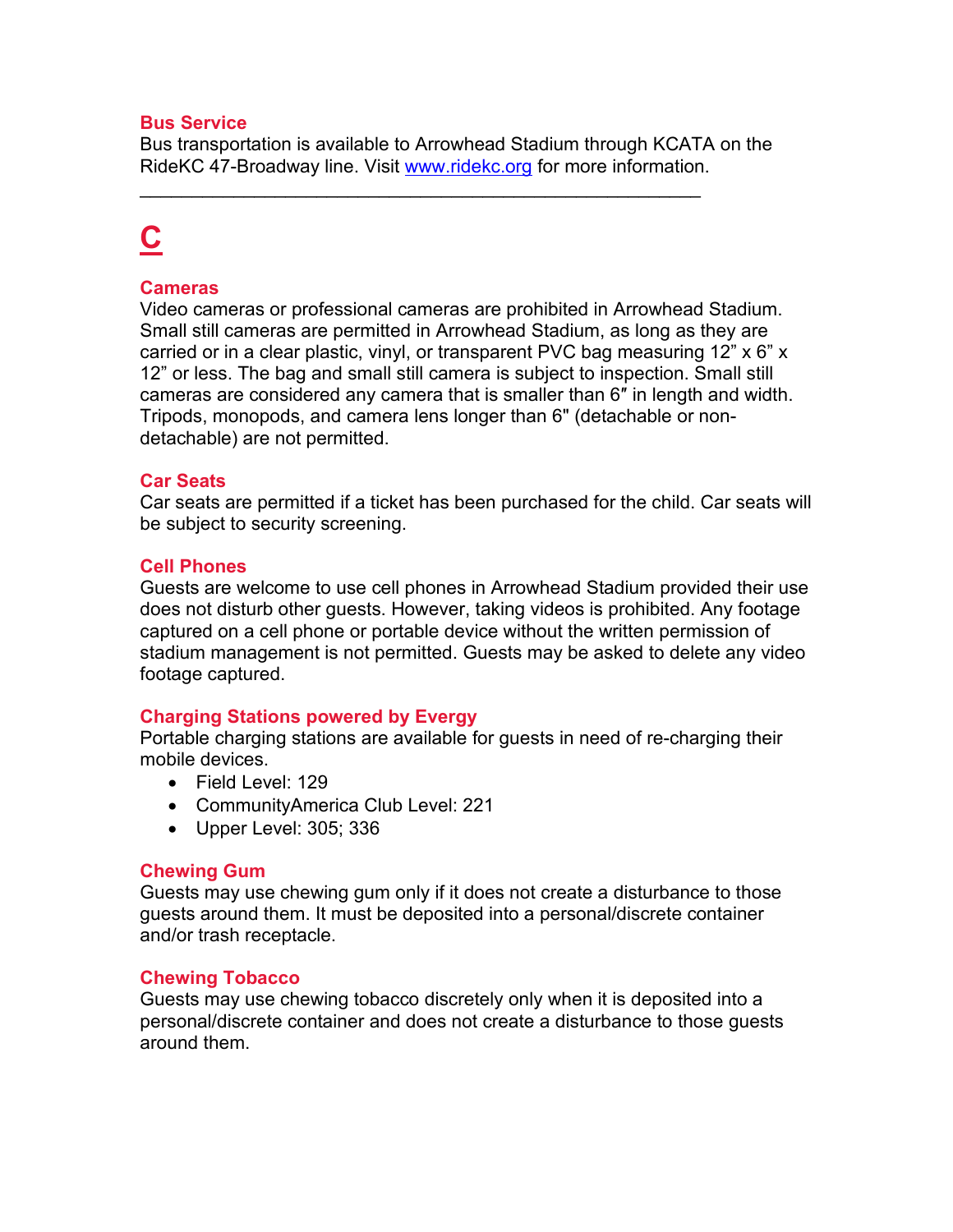### Bus Service

Bus transportation is available to Arrowhead Stadium through KCATA on the RideKC 47-Broadway line. Visit [www.ridekc.org](http://www.ridekc.org) for more information.

---

## C

### Cameras

Video cameras or professional cameras are prohibited in Arrowhead Stadium. Small still cameras are permitted in Arrowhead Stadium, as long as they are carried or in a clear plastic, vinyl, or transparent PVC bag measuring 12" x 6" x 12" or less. The bag and small still camera is subject to inspection. Small still cameras are considered any camera that is smaller than 6″ in length and width. Tripods, monopods, and camera lens longer than 6" (detachable or non-detachable) are not permitted.

### Car Seats

Car seats are permitted if a ticket has been purchased for the child. Car seats will be subject to security screening.

### Cell Phones

Guests are welcome to use cell phones in Arrowhead Stadium provided their use does not disturb other guests. However, taking videos is prohibited. Any footage captured on a cell phone or portable device without the written permission of stadium management is not permitted. Guests may be asked to delete any video footage captured.

### Charging Stations powered by Evergy

Portable charging stations are available for guests in need of re-charging their mobile devices.

- Field Level: 129
- CommunityAmerica Club Level: 221
- Upper Level: 305; 336

### Chewing Gum

Guests may use chewing gum only if it does not create a disturbance to those guests around them. It must be deposited into a personal/discrete container and/or trash receptacle.

### Chewing Tobacco

Guests may use chewing tobacco discretely only when it is deposited into a personal/discrete container and does not create a disturbance to those guests around them.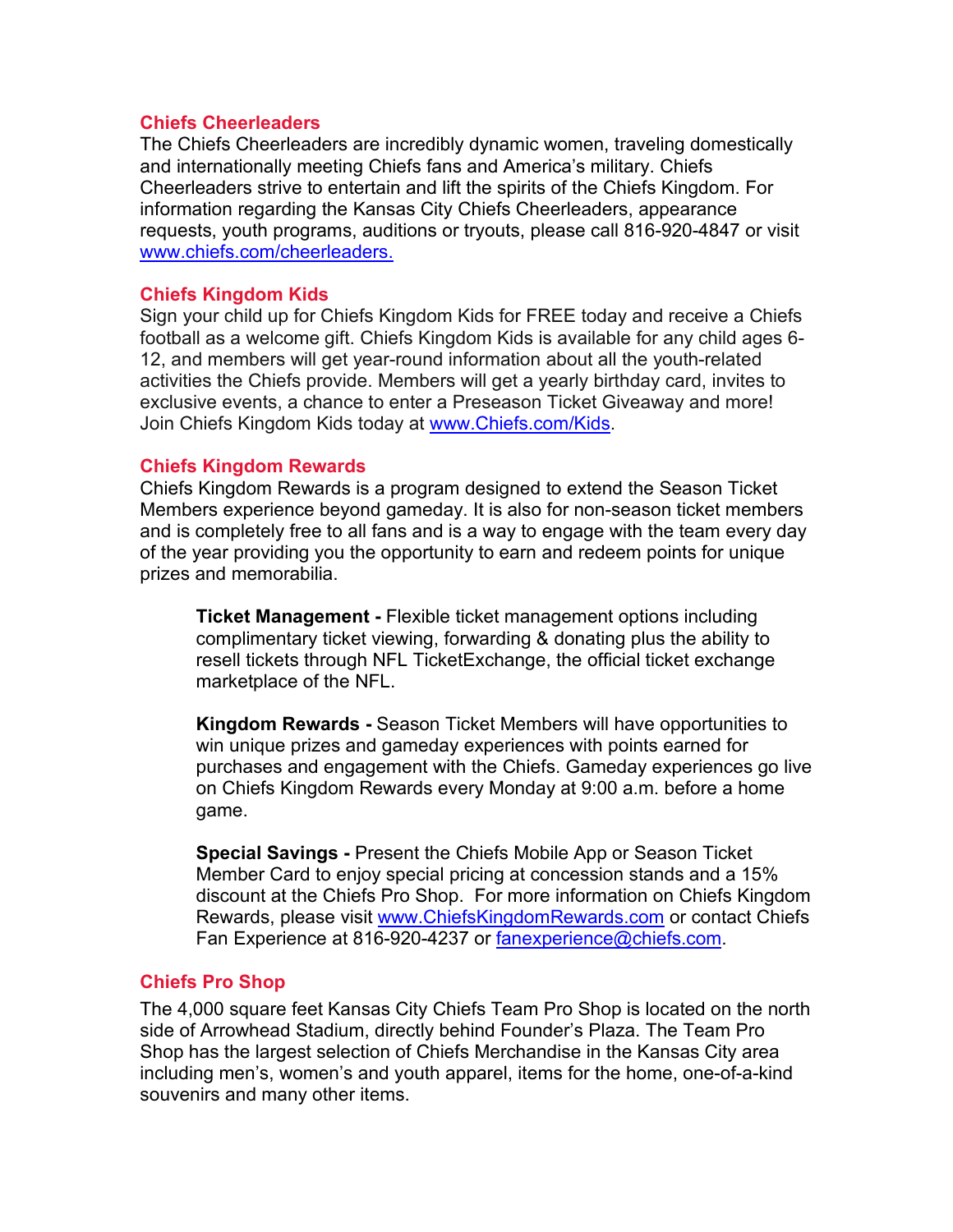## Chiefs Cheerleaders

The Chiefs Cheerleaders are incredibly dynamic women, traveling domestically and internationally meeting Chiefs fans and America's military. Chiefs Cheerleaders strive to entertain and lift the spirits of the Chiefs Kingdom. For information regarding the Kansas City Chiefs Cheerleaders, appearance requests, youth programs, auditions or tryouts, please call 816-920-4847 or visit www.chiefs.com/cheerleaders.

## Chiefs Kingdom Kids

Sign your child up for Chiefs Kingdom Kids for FREE today and receive a Chiefs football as a welcome gift. Chiefs Kingdom Kids is available for any child ages 6-12, and members will get year-round information about all the youth-related activities the Chiefs provide. Members will get a yearly birthday card, invites to exclusive events, a chance to enter a Preseason Ticket Giveaway and more! Join Chiefs Kingdom Kids today at www.Chiefs.com/Kids.

## Chiefs Kingdom Rewards

Chiefs Kingdom Rewards is a program designed to extend the Season Ticket Members experience beyond gameday. It is also for non-season ticket members and is completely free to all fans and is a way to engage with the team every day of the year providing you the opportunity to earn and redeem points for unique prizes and memorabilia.

**Ticket Management -** Flexible ticket management options including complimentary ticket viewing, forwarding & donating plus the ability to resell tickets through NFL TicketExchange, the official ticket exchange marketplace of the NFL.

**Kingdom Rewards -** Season Ticket Members will have opportunities to win unique prizes and gameday experiences with points earned for purchases and engagement with the Chiefs. Gameday experiences go live on Chiefs Kingdom Rewards every Monday at 9:00 a.m. before a home game.

**Special Savings -** Present the Chiefs Mobile App or Season Ticket Member Card to enjoy special pricing at concession stands and a 15% discount at the Chiefs Pro Shop. For more information on Chiefs Kingdom Rewards, please visit www.ChiefsKingdomRewards.com or contact Chiefs Fan Experience at 816-920-4237 or fanexperience@chiefs.com.

## Chiefs Pro Shop

The 4,000 square feet Kansas City Chiefs Team Pro Shop is located on the north side of Arrowhead Stadium, directly behind Founder's Plaza. The Team Pro Shop has the largest selection of Chiefs Merchandise in the Kansas City area including men's, women's and youth apparel, items for the home, one-of-a-kind souvenirs and many other items.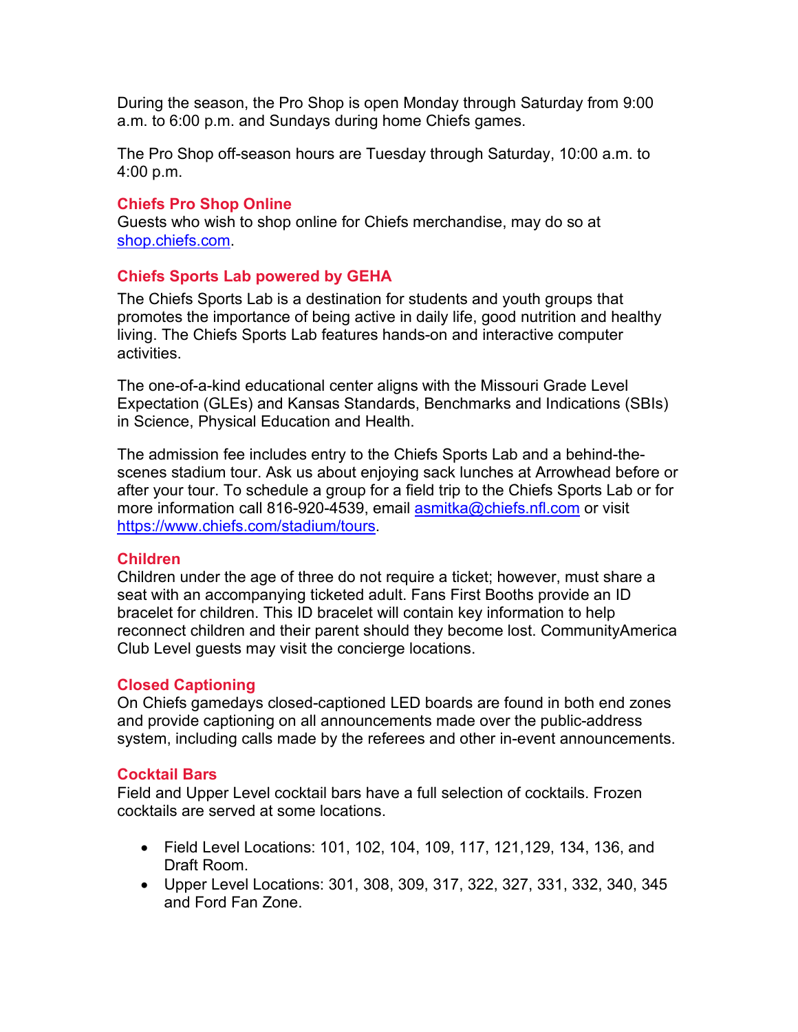During the season, the Pro Shop is open Monday through Saturday from 9:00 a.m. to 6:00 p.m. and Sundays during home Chiefs games.

The Pro Shop off-season hours are Tuesday through Saturday, 10:00 a.m. to 4:00 p.m.

### Chiefs Pro Shop Online

Guests who wish to shop online for Chiefs merchandise, may do so at [shop.chiefs.com](shop.chiefs.com).

### Chiefs Sports Lab powered by GEHA

The Chiefs Sports Lab is a destination for students and youth groups that promotes the importance of being active in daily life, good nutrition and healthy living. The Chiefs Sports Lab features hands-on and interactive computer activities.

The one-of-a-kind educational center aligns with the Missouri Grade Level Expectation (GLEs) and Kansas Standards, Benchmarks and Indications (SBIs) in Science, Physical Education and Health.

The admission fee includes entry to the Chiefs Sports Lab and a behind-the-scenes stadium tour. Ask us about enjoying sack lunches at Arrowhead before or after your tour. To schedule a group for a field trip to the Chiefs Sports Lab or for more information call 816-920-4539, email [asmitka@chiefs.nfl.com](mailto:asmitka@chiefs.nfl.com) or visit [https://www.chiefs.com/stadium/tours](https://www.chiefs.com/stadium/tours).

### Children

Children under the age of three do not require a ticket; however, must share a seat with an accompanying ticketed adult. Fans First Booths provide an ID bracelet for children. This ID bracelet will contain key information to help reconnect children and their parent should they become lost. CommunityAmerica Club Level guests may visit the concierge locations.

### Closed Captioning

On Chiefs gamedays closed-captioned LED boards are found in both end zones and provide captioning on all announcements made over the public-address system, including calls made by the referees and other in-event announcements.

### Cocktail Bars

Field and Upper Level cocktail bars have a full selection of cocktails. Frozen cocktails are served at some locations.

- Field Level Locations: 101, 102, 104, 109, 117, 121,129, 134, 136, and Draft Room.
- Upper Level Locations: 301, 308, 309, 317, 322, 327, 331, 332, 340, 345 and Ford Fan Zone.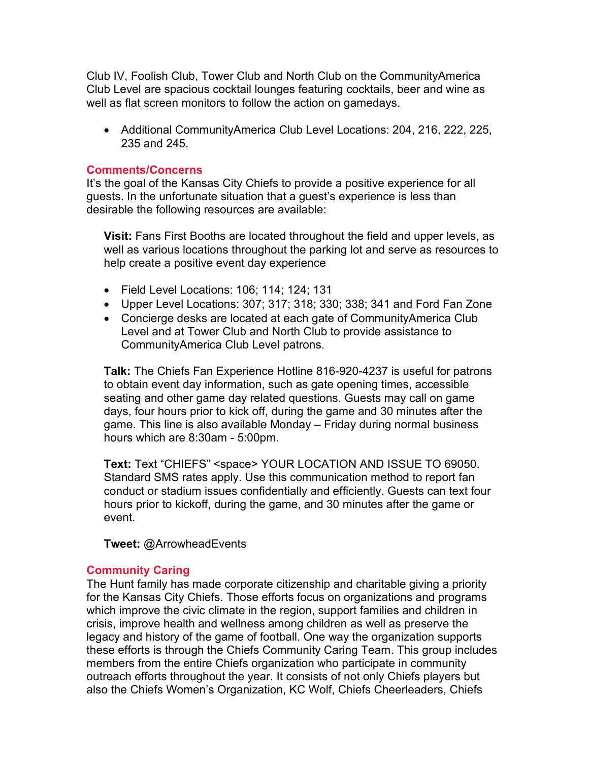Club IV, Foolish Club, Tower Club and North Club on the CommunityAmerica Club Level are spacious cocktail lounges featuring cocktails, beer and wine as well as flat screen monitors to follow the action on gamedays.

- Additional CommunityAmerica Club Level Locations: 204, 216, 222, 225, 235 and 245.

## Comments/Concerns

It's the goal of the Kansas City Chiefs to provide a positive experience for all guests. In the unfortunate situation that a guest's experience is less than desirable the following resources are available:

**Visit:** Fans First Booths are located throughout the field and upper levels, as well as various locations throughout the parking lot and serve as resources to help create a positive event day experience

- Field Level Locations: 106; 114; 124; 131
- Upper Level Locations: 307; 317; 318; 330; 338; 341 and Ford Fan Zone
- Concierge desks are located at each gate of CommunityAmerica Club Level and at Tower Club and North Club to provide assistance to CommunityAmerica Club Level patrons.

**Talk:** The Chiefs Fan Experience Hotline 816-920-4237 is useful for patrons to obtain event day information, such as gate opening times, accessible seating and other game day related questions. Guests may call on game days, four hours prior to kick off, during the game and 30 minutes after the game. This line is also available Monday – Friday during normal business hours which are 8:30am - 5:00pm.

**Text:** Text "CHIEFS" <space> YOUR LOCATION AND ISSUE TO 69050. Standard SMS rates apply. Use this communication method to report fan conduct or stadium issues confidentially and efficiently. Guests can text four hours prior to kickoff, during the game, and 30 minutes after the game or event.

**Tweet:** @ArrowheadEvents

## Community Caring

The Hunt family has made corporate citizenship and charitable giving a priority for the Kansas City Chiefs. Those efforts focus on organizations and programs which improve the civic climate in the region, support families and children in crisis, improve health and wellness among children as well as preserve the legacy and history of the game of football. One way the organization supports these efforts is through the Chiefs Community Caring Team. This group includes members from the entire Chiefs organization who participate in community outreach efforts throughout the year. It consists of not only Chiefs players but also the Chiefs Women's Organization, KC Wolf, Chiefs Cheerleaders, Chiefs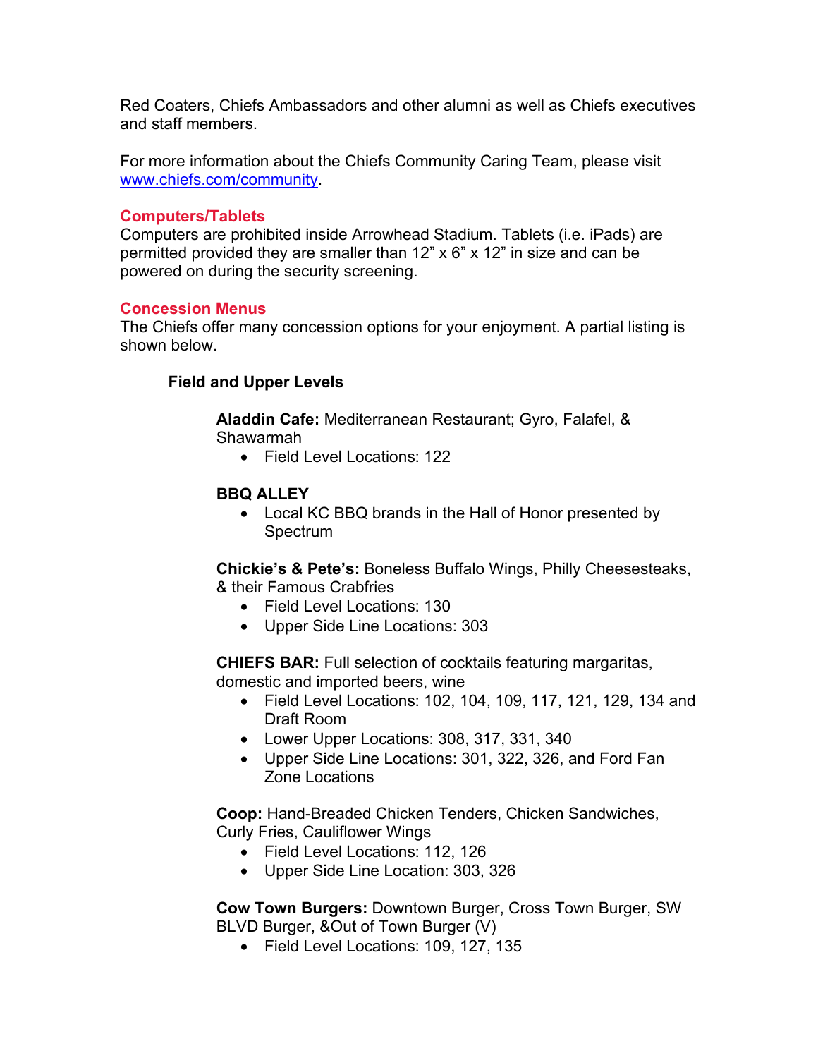Red Coaters, Chiefs Ambassadors and other alumni as well as Chiefs executives and staff members.

For more information about the Chiefs Community Caring Team, please visit [www.chiefs.com/community](www.chiefs.com/community).

## Computers/Tablets

Computers are prohibited inside Arrowhead Stadium. Tablets (i.e. iPads) are permitted provided they are smaller than 12" x 6" x 12" in size and can be powered on during the security screening.

## Concession Menus

The Chiefs offer many concession options for your enjoyment. A partial listing is shown below.

### Field and Upper Levels

**Aladdin Cafe:** Mediterranean Restaurant; Gyro, Falafel, & Shawarmah

- Field Level Locations: 122

**BBQ ALLEY**

- Local KC BBQ brands in the Hall of Honor presented by Spectrum

**Chickie's & Pete's:** Boneless Buffalo Wings, Philly Cheesesteaks, & their Famous Crabfries

- Field Level Locations: 130
- Upper Side Line Locations: 303

**CHIEFS BAR:** Full selection of cocktails featuring margaritas, domestic and imported beers, wine

- Field Level Locations: 102, 104, 109, 117, 121, 129, 134 and Draft Room
- Lower Upper Locations: 308, 317, 331, 340
- Upper Side Line Locations: 301, 322, 326, and Ford Fan Zone Locations

**Coop:** Hand-Breaded Chicken Tenders, Chicken Sandwiches, Curly Fries, Cauliflower Wings

- Field Level Locations: 112, 126
- Upper Side Line Location: 303, 326

**Cow Town Burgers:** Downtown Burger, Cross Town Burger, SW BLVD Burger, &Out of Town Burger (V)

- Field Level Locations: 109, 127, 135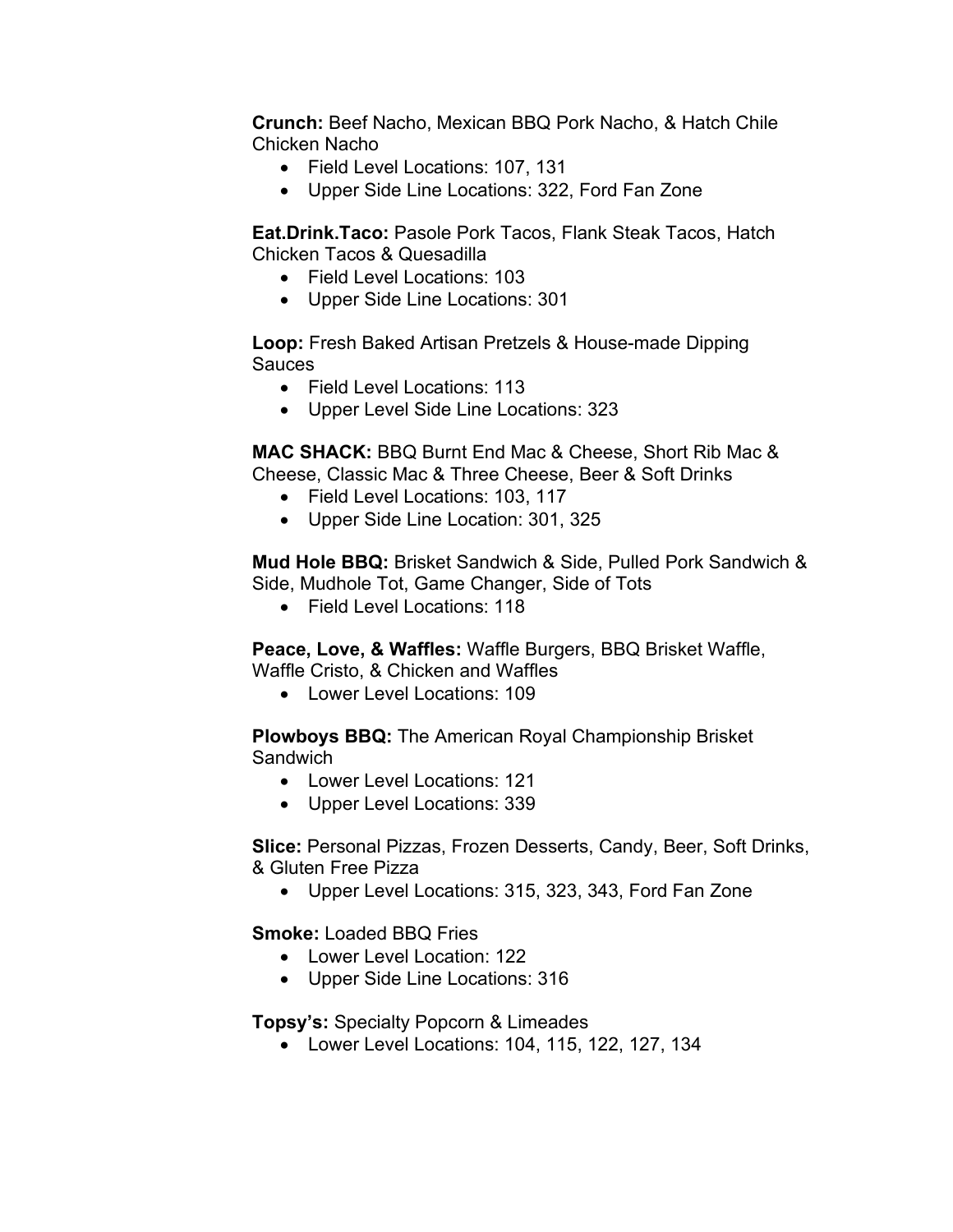**Crunch:** Beef Nacho, Mexican BBQ Pork Nacho, & Hatch Chile Chicken Nacho

- Field Level Locations: 107, 131
- Upper Side Line Locations: 322, Ford Fan Zone

**Eat.Drink.Taco:** Pasole Pork Tacos, Flank Steak Tacos, Hatch Chicken Tacos & Quesadilla

- Field Level Locations: 103
- Upper Side Line Locations: 301

**Loop:** Fresh Baked Artisan Pretzels & House-made Dipping Sauces

- Field Level Locations: 113
- Upper Level Side Line Locations: 323

**MAC SHACK:** BBQ Burnt End Mac & Cheese, Short Rib Mac & Cheese, Classic Mac & Three Cheese, Beer & Soft Drinks

- Field Level Locations: 103, 117
- Upper Side Line Location: 301, 325

**Mud Hole BBQ:** Brisket Sandwich & Side, Pulled Pork Sandwich & Side, Mudhole Tot, Game Changer, Side of Tots

- Field Level Locations: 118

**Peace, Love, & Waffles:** Waffle Burgers, BBQ Brisket Waffle, Waffle Cristo, & Chicken and Waffles

- Lower Level Locations: 109

**Plowboys BBQ:** The American Royal Championship Brisket Sandwich

- Lower Level Locations: 121
- Upper Level Locations: 339

**Slice:** Personal Pizzas, Frozen Desserts, Candy, Beer, Soft Drinks, & Gluten Free Pizza

- Upper Level Locations: 315, 323, 343, Ford Fan Zone

**Smoke:** Loaded BBQ Fries

- Lower Level Location: 122
- Upper Side Line Locations: 316

**Topsy's:** Specialty Popcorn & Limeades

- Lower Level Locations: 104, 115, 122, 127, 134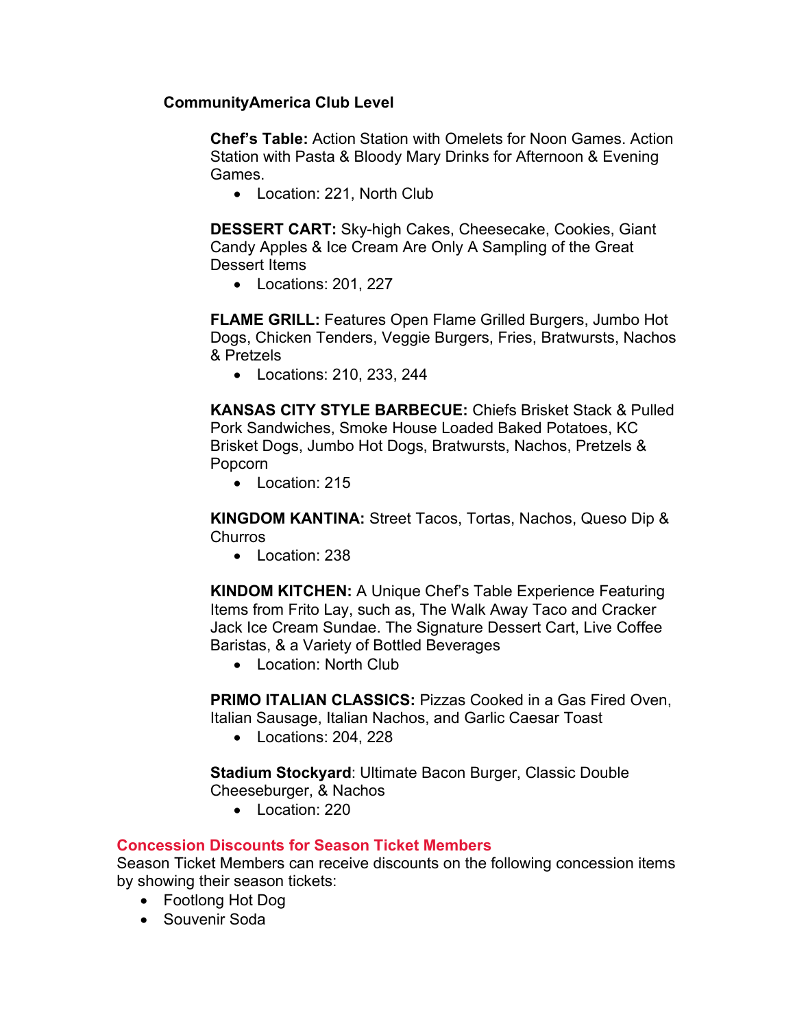### CommunityAmerica Club Level

**Chef's Table:** Action Station with Omelets for Noon Games. Action Station with Pasta & Bloody Mary Drinks for Afternoon & Evening Games.

- Location: 221, North Club

**DESSERT CART:** Sky-high Cakes, Cheesecake, Cookies, Giant Candy Apples & Ice Cream Are Only A Sampling of the Great Dessert Items

- Locations: 201, 227

**FLAME GRILL:** Features Open Flame Grilled Burgers, Jumbo Hot Dogs, Chicken Tenders, Veggie Burgers, Fries, Bratwursts, Nachos & Pretzels

- Locations: 210, 233, 244

**KANSAS CITY STYLE BARBECUE:** Chiefs Brisket Stack & Pulled Pork Sandwiches, Smoke House Loaded Baked Potatoes, KC Brisket Dogs, Jumbo Hot Dogs, Bratwursts, Nachos, Pretzels & Popcorn

- Location: 215

**KINGDOM KANTINA:** Street Tacos, Tortas, Nachos, Queso Dip & Churros

- Location: 238

**KINDOM KITCHEN:** A Unique Chef's Table Experience Featuring Items from Frito Lay, such as, The Walk Away Taco and Cracker Jack Ice Cream Sundae. The Signature Dessert Cart, Live Coffee Baristas, & a Variety of Bottled Beverages

- Location: North Club

**PRIMO ITALIAN CLASSICS:** Pizzas Cooked in a Gas Fired Oven, Italian Sausage, Italian Nachos, and Garlic Caesar Toast

- Locations: 204, 228

**Stadium Stockyard**: Ultimate Bacon Burger, Classic Double Cheeseburger, & Nachos

- Location: 220

## Concession Discounts for Season Ticket Members

Season Ticket Members can receive discounts on the following concession items by showing their season tickets:

- Footlong Hot Dog
- Souvenir Soda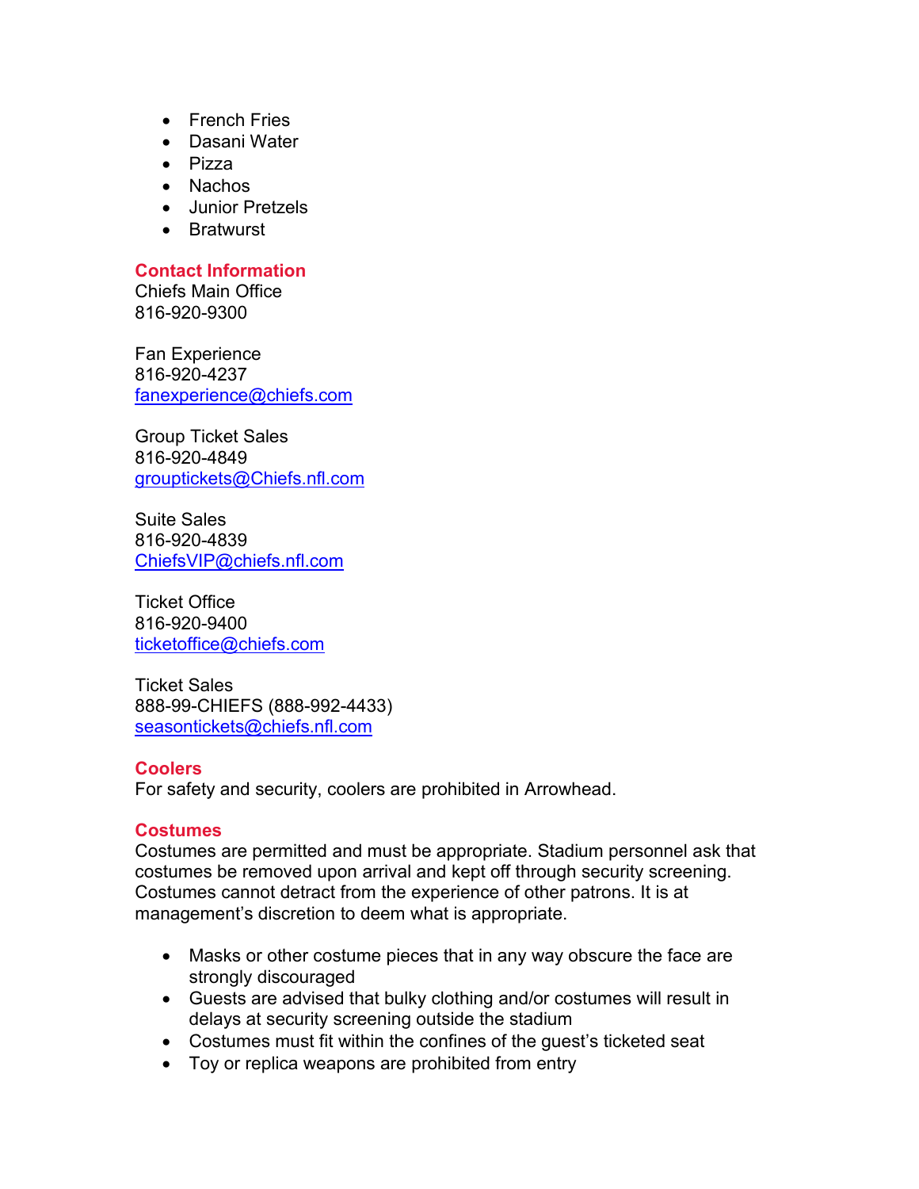- French Fries
- Dasani Water
- Pizza
- Nachos
- Junior Pretzels
- Bratwurst

## Contact Information

Chiefs Main Office
816-920-9300

Fan Experience
816-920-4237
fanexperience@chiefs.com

Group Ticket Sales
816-920-4849
grouptickets@Chiefs.nfl.com

Suite Sales
816-920-4839
ChiefsVIP@chiefs.nfl.com

Ticket Office
816-920-9400
ticketoffice@chiefs.com

Ticket Sales
888-99-CHIEFS (888-992-4433)
seasontickets@chiefs.nfl.com

## Coolers

For safety and security, coolers are prohibited in Arrowhead.

## Costumes

Costumes are permitted and must be appropriate. Stadium personnel ask that costumes be removed upon arrival and kept off through security screening. Costumes cannot detract from the experience of other patrons. It is at management's discretion to deem what is appropriate.

- Masks or other costume pieces that in any way obscure the face are strongly discouraged
- Guests are advised that bulky clothing and/or costumes will result in delays at security screening outside the stadium
- Costumes must fit within the confines of the guest's ticketed seat
- Toy or replica weapons are prohibited from entry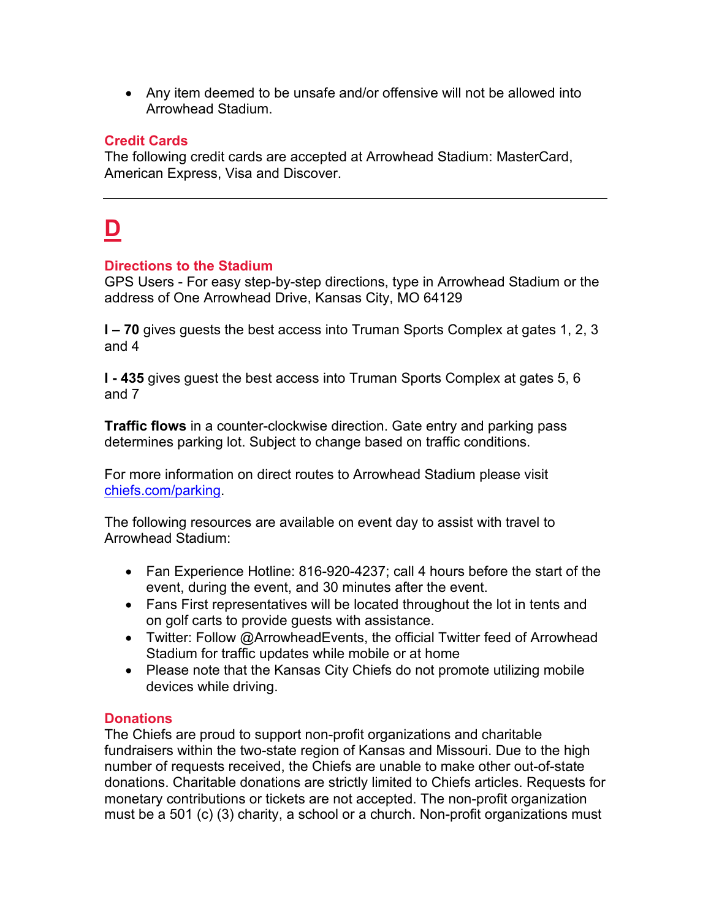- Any item deemed to be unsafe and/or offensive will not be allowed into Arrowhead Stadium.

### Credit Cards

The following credit cards are accepted at Arrowhead Stadium: MasterCard, American Express, Visa and Discover.

---

# D

### Directions to the Stadium

GPS Users - For easy step-by-step directions, type in Arrowhead Stadium or the address of One Arrowhead Drive, Kansas City, MO 64129

**I – 70** gives guests the best access into Truman Sports Complex at gates 1, 2, 3 and 4

**I - 435** gives guest the best access into Truman Sports Complex at gates 5, 6 and 7

**Traffic flows** in a counter-clockwise direction. Gate entry and parking pass determines parking lot. Subject to change based on traffic conditions.

For more information on direct routes to Arrowhead Stadium please visit [chiefs.com/parking](chiefs.com/parking).

The following resources are available on event day to assist with travel to Arrowhead Stadium:

- Fan Experience Hotline: 816-920-4237; call 4 hours before the start of the event, during the event, and 30 minutes after the event.
- Fans First representatives will be located throughout the lot in tents and on golf carts to provide guests with assistance.
- Twitter: Follow @ArrowheadEvents, the official Twitter feed of Arrowhead Stadium for traffic updates while mobile or at home
- Please note that the Kansas City Chiefs do not promote utilizing mobile devices while driving.

### Donations

The Chiefs are proud to support non-profit organizations and charitable fundraisers within the two-state region of Kansas and Missouri. Due to the high number of requests received, the Chiefs are unable to make other out-of-state donations. Charitable donations are strictly limited to Chiefs articles. Requests for monetary contributions or tickets are not accepted. The non-profit organization must be a 501 (c) (3) charity, a school or a church. Non-profit organizations must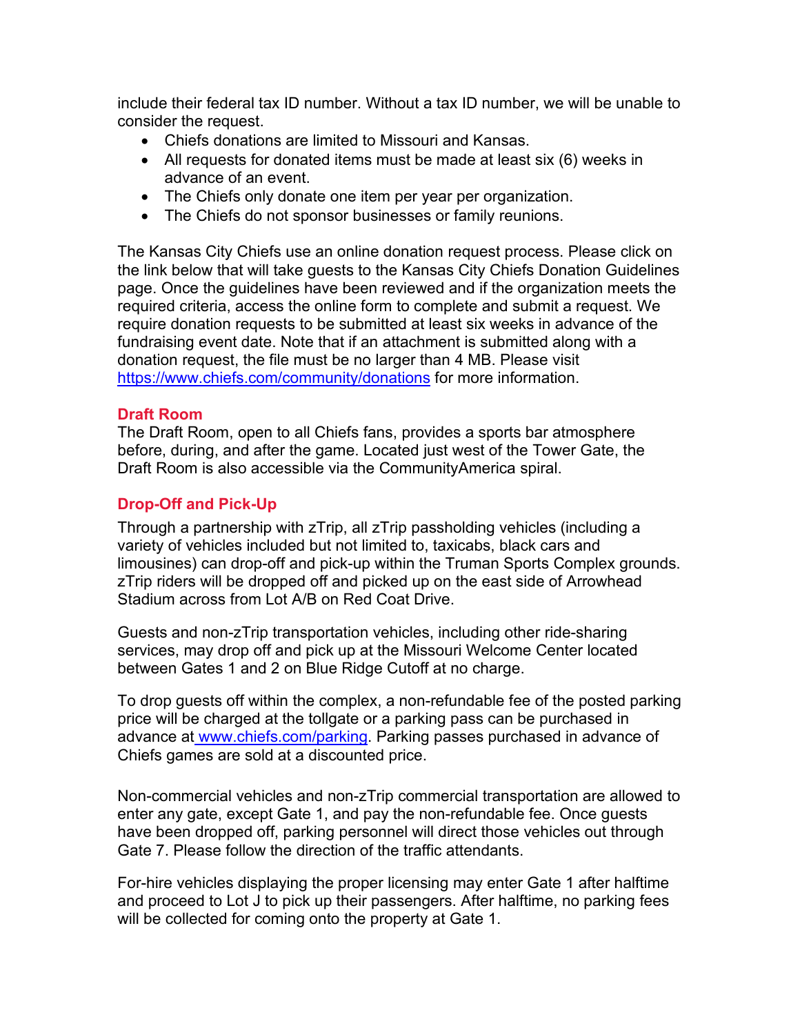include their federal tax ID number. Without a tax ID number, we will be unable to consider the request.

- Chiefs donations are limited to Missouri and Kansas.
- All requests for donated items must be made at least six (6) weeks in advance of an event.
- The Chiefs only donate one item per year per organization.
- The Chiefs do not sponsor businesses or family reunions.

The Kansas City Chiefs use an online donation request process. Please click on the link below that will take guests to the Kansas City Chiefs Donation Guidelines page. Once the guidelines have been reviewed and if the organization meets the required criteria, access the online form to complete and submit a request. We require donation requests to be submitted at least six weeks in advance of the fundraising event date. Note that if an attachment is submitted along with a donation request, the file must be no larger than 4 MB. Please visit https://www.chiefs.com/community/donations for more information.

## Draft Room

The Draft Room, open to all Chiefs fans, provides a sports bar atmosphere before, during, and after the game. Located just west of the Tower Gate, the Draft Room is also accessible via the CommunityAmerica spiral.

## Drop-Off and Pick-Up

Through a partnership with zTrip, all zTrip passholding vehicles (including a variety of vehicles included but not limited to, taxicabs, black cars and limousines) can drop-off and pick-up within the Truman Sports Complex grounds. zTrip riders will be dropped off and picked up on the east side of Arrowhead Stadium across from Lot A/B on Red Coat Drive.

Guests and non-zTrip transportation vehicles, including other ride-sharing services, may drop off and pick up at the Missouri Welcome Center located between Gates 1 and 2 on Blue Ridge Cutoff at no charge.

To drop guests off within the complex, a non-refundable fee of the posted parking price will be charged at the tollgate or a parking pass can be purchased in advance at www.chiefs.com/parking. Parking passes purchased in advance of Chiefs games are sold at a discounted price.

Non-commercial vehicles and non-zTrip commercial transportation are allowed to enter any gate, except Gate 1, and pay the non-refundable fee. Once guests have been dropped off, parking personnel will direct those vehicles out through Gate 7. Please follow the direction of the traffic attendants.

For-hire vehicles displaying the proper licensing may enter Gate 1 after halftime and proceed to Lot J to pick up their passengers. After halftime, no parking fees will be collected for coming onto the property at Gate 1.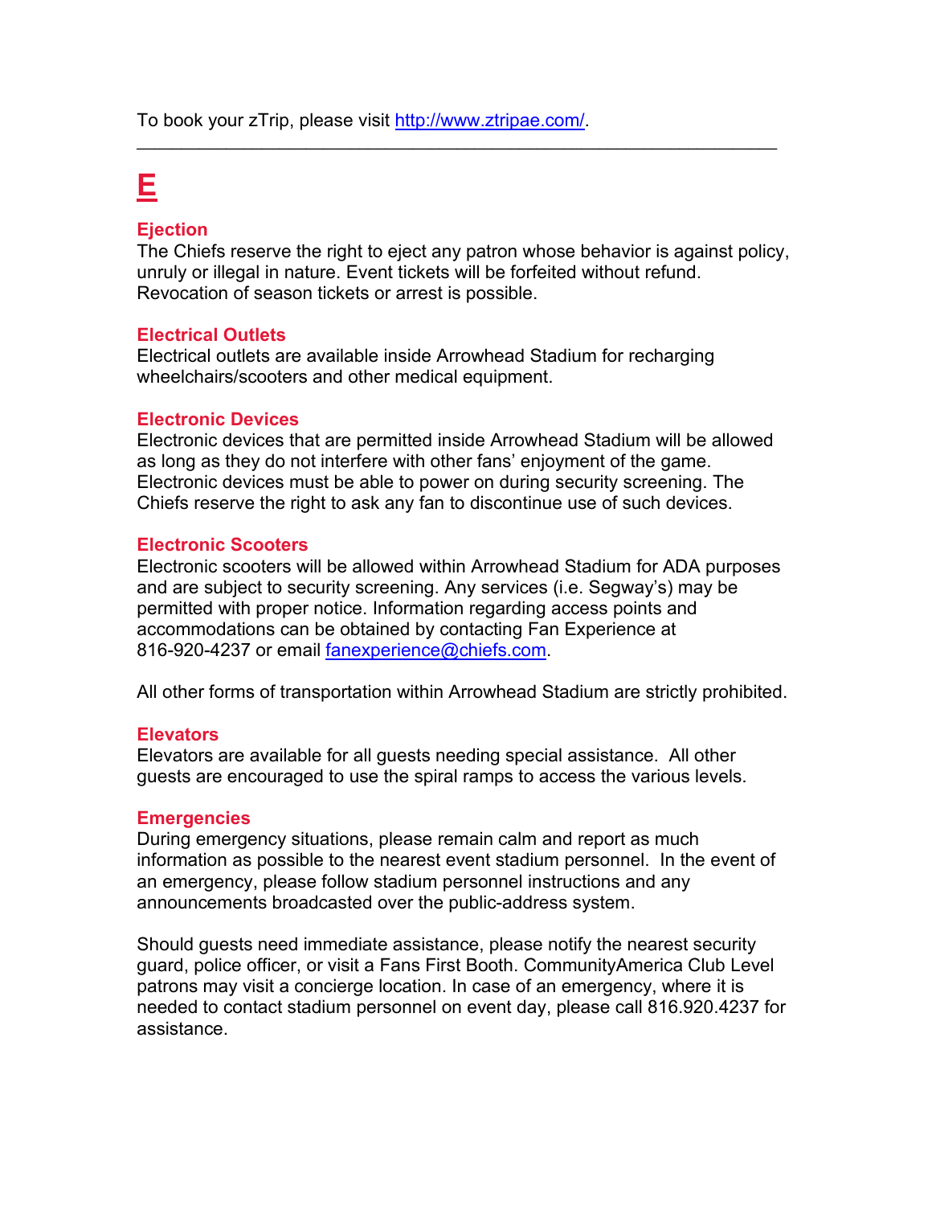To book your zTrip, please visit http://www.ztripae.com/.

---

# E

### Ejection

The Chiefs reserve the right to eject any patron whose behavior is against policy, unruly or illegal in nature. Event tickets will be forfeited without refund. Revocation of season tickets or arrest is possible.

### Electrical Outlets

Electrical outlets are available inside Arrowhead Stadium for recharging wheelchairs/scooters and other medical equipment.

### Electronic Devices

Electronic devices that are permitted inside Arrowhead Stadium will be allowed as long as they do not interfere with other fans' enjoyment of the game. Electronic devices must be able to power on during security screening. The Chiefs reserve the right to ask any fan to discontinue use of such devices.

### Electronic Scooters

Electronic scooters will be allowed within Arrowhead Stadium for ADA purposes and are subject to security screening. Any services (i.e. Segway's) may be permitted with proper notice. Information regarding access points and accommodations can be obtained by contacting Fan Experience at 816-920-4237 or email fanexperience@chiefs.com.

All other forms of transportation within Arrowhead Stadium are strictly prohibited.

### Elevators

Elevators are available for all guests needing special assistance. All other guests are encouraged to use the spiral ramps to access the various levels.

### Emergencies

During emergency situations, please remain calm and report as much information as possible to the nearest event stadium personnel. In the event of an emergency, please follow stadium personnel instructions and any announcements broadcasted over the public-address system.

Should guests need immediate assistance, please notify the nearest security guard, police officer, or visit a Fans First Booth. CommunityAmerica Club Level patrons may visit a concierge location. In case of an emergency, where it is needed to contact stadium personnel on event day, please call 816.920.4237 for assistance.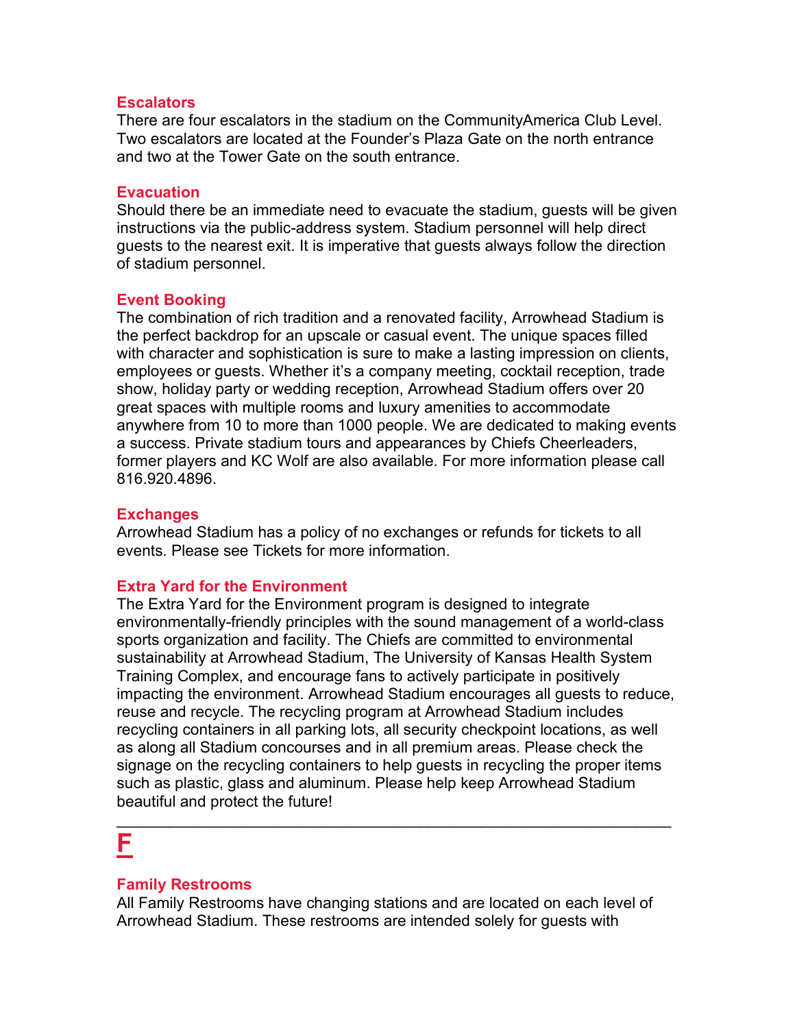### Escalators

There are four escalators in the stadium on the CommunityAmerica Club Level. Two escalators are located at the Founder's Plaza Gate on the north entrance and two at the Tower Gate on the south entrance.

### Evacuation

Should there be an immediate need to evacuate the stadium, guests will be given instructions via the public-address system. Stadium personnel will help direct guests to the nearest exit. It is imperative that guests always follow the direction of stadium personnel.

### Event Booking

The combination of rich tradition and a renovated facility, Arrowhead Stadium is the perfect backdrop for an upscale or casual event. The unique spaces filled with character and sophistication is sure to make a lasting impression on clients, employees or guests. Whether it's a company meeting, cocktail reception, trade show, holiday party or wedding reception, Arrowhead Stadium offers over 20 great spaces with multiple rooms and luxury amenities to accommodate anywhere from 10 to more than 1000 people. We are dedicated to making events a success. Private stadium tours and appearances by Chiefs Cheerleaders, former players and KC Wolf are also available. For more information please call 816.920.4896.

### Exchanges

Arrowhead Stadium has a policy of no exchanges or refunds for tickets to all events. Please see Tickets for more information.

### Extra Yard for the Environment

The Extra Yard for the Environment program is designed to integrate environmentally-friendly principles with the sound management of a world-class sports organization and facility. The Chiefs are committed to environmental sustainability at Arrowhead Stadium, The University of Kansas Health System Training Complex, and encourage fans to actively participate in positively impacting the environment. Arrowhead Stadium encourages all guests to reduce, reuse and recycle. The recycling program at Arrowhead Stadium includes recycling containers in all parking lots, all security checkpoint locations, as well as along all Stadium concourses and in all premium areas. Please check the signage on the recycling containers to help guests in recycling the proper items such as plastic, glass and aluminum. Please help keep Arrowhead Stadium beautiful and protect the future!

---

## F

### Family Restrooms

All Family Restrooms have changing stations and are located on each level of Arrowhead Stadium. These restrooms are intended solely for guests with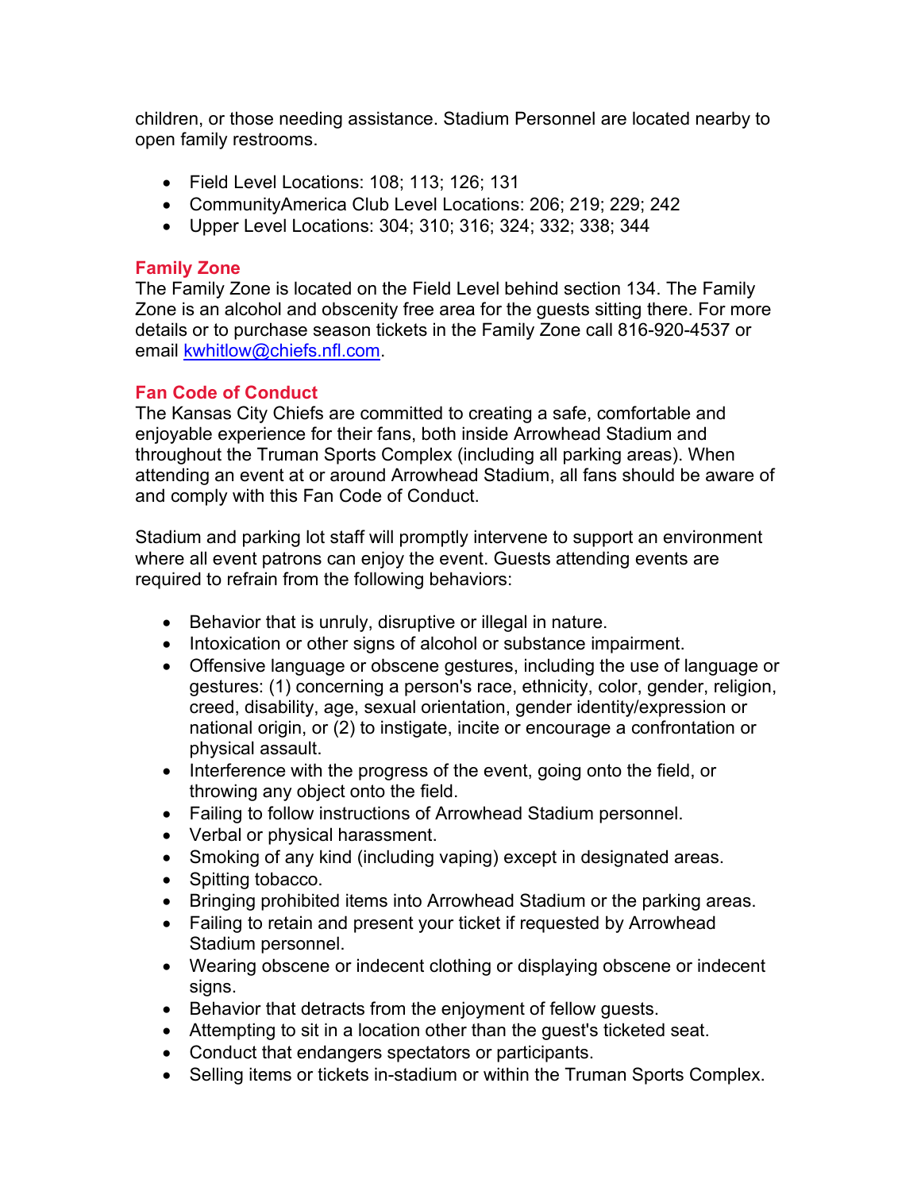children, or those needing assistance. Stadium Personnel are located nearby to open family restrooms.

- Field Level Locations: 108; 113; 126; 131
- CommunityAmerica Club Level Locations: 206; 219; 229; 242
- Upper Level Locations: 304; 310; 316; 324; 332; 338; 344

## Family Zone

The Family Zone is located on the Field Level behind section 134. The Family Zone is an alcohol and obscenity free area for the guests sitting there. For more details or to purchase season tickets in the Family Zone call 816-920-4537 or email kwhitlow@chiefs.nfl.com.

## Fan Code of Conduct

The Kansas City Chiefs are committed to creating a safe, comfortable and enjoyable experience for their fans, both inside Arrowhead Stadium and throughout the Truman Sports Complex (including all parking areas). When attending an event at or around Arrowhead Stadium, all fans should be aware of and comply with this Fan Code of Conduct.

Stadium and parking lot staff will promptly intervene to support an environment where all event patrons can enjoy the event. Guests attending events are required to refrain from the following behaviors:

- Behavior that is unruly, disruptive or illegal in nature.
- Intoxication or other signs of alcohol or substance impairment.
- Offensive language or obscene gestures, including the use of language or gestures: (1) concerning a person's race, ethnicity, color, gender, religion, creed, disability, age, sexual orientation, gender identity/expression or national origin, or (2) to instigate, incite or encourage a confrontation or physical assault.
- Interference with the progress of the event, going onto the field, or throwing any object onto the field.
- Failing to follow instructions of Arrowhead Stadium personnel.
- Verbal or physical harassment.
- Smoking of any kind (including vaping) except in designated areas.
- Spitting tobacco.
- Bringing prohibited items into Arrowhead Stadium or the parking areas.
- Failing to retain and present your ticket if requested by Arrowhead Stadium personnel.
- Wearing obscene or indecent clothing or displaying obscene or indecent signs.
- Behavior that detracts from the enjoyment of fellow guests.
- Attempting to sit in a location other than the guest's ticketed seat.
- Conduct that endangers spectators or participants.
- Selling items or tickets in-stadium or within the Truman Sports Complex.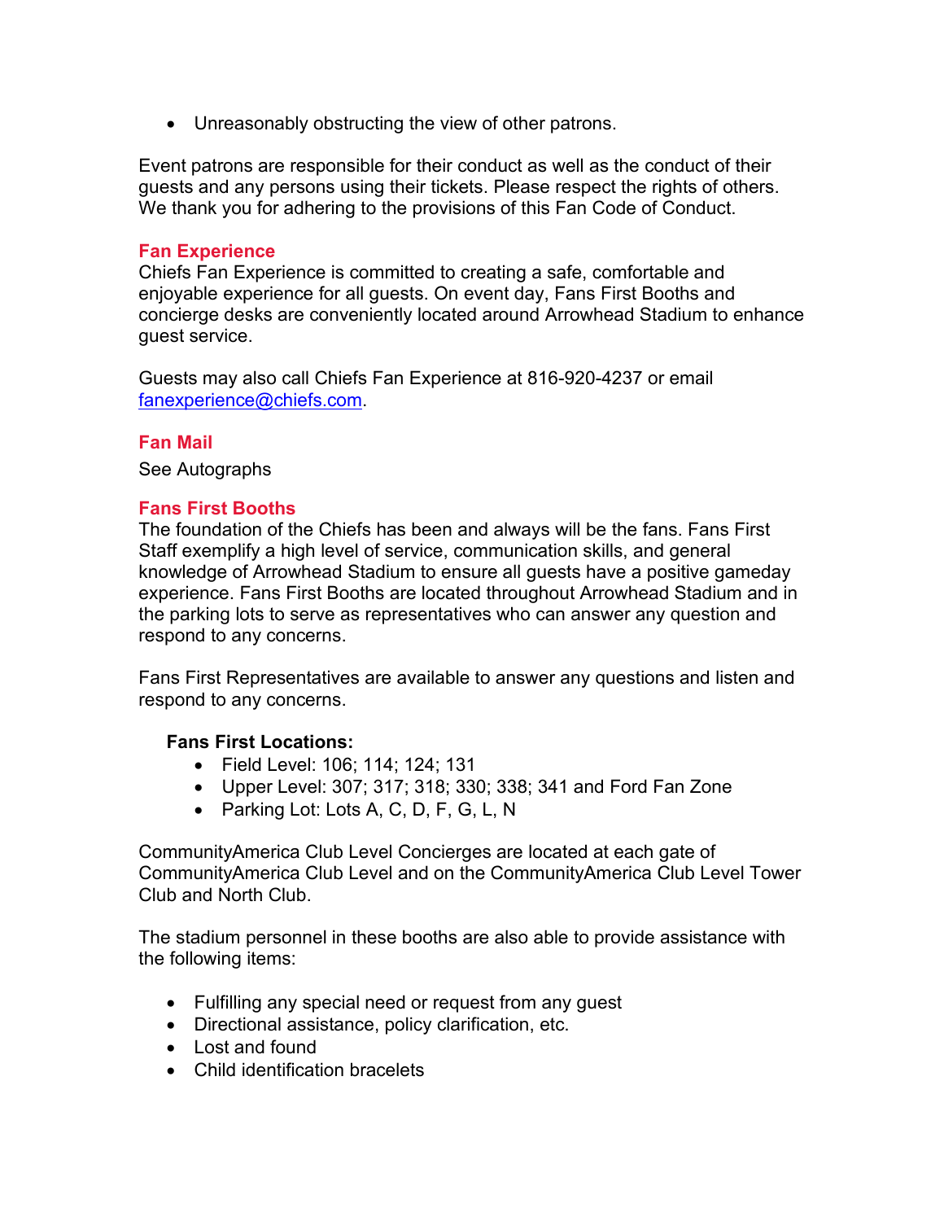- Unreasonably obstructing the view of other patrons.

Event patrons are responsible for their conduct as well as the conduct of their guests and any persons using their tickets. Please respect the rights of others. We thank you for adhering to the provisions of this Fan Code of Conduct.

## Fan Experience

Chiefs Fan Experience is committed to creating a safe, comfortable and enjoyable experience for all guests. On event day, Fans First Booths and concierge desks are conveniently located around Arrowhead Stadium to enhance guest service.

Guests may also call Chiefs Fan Experience at 816-920-4237 or email [fanexperience@chiefs.com](mailto:fanexperience@chiefs.com).

## Fan Mail

See Autographs

## Fans First Booths

The foundation of the Chiefs has been and always will be the fans. Fans First Staff exemplify a high level of service, communication skills, and general knowledge of Arrowhead Stadium to ensure all guests have a positive gameday experience. Fans First Booths are located throughout Arrowhead Stadium and in the parking lots to serve as representatives who can answer any question and respond to any concerns.

Fans First Representatives are available to answer any questions and listen and respond to any concerns.

**Fans First Locations:**

- Field Level: 106; 114; 124; 131
- Upper Level: 307; 317; 318; 330; 338; 341 and Ford Fan Zone
- Parking Lot: Lots A, C, D, F, G, L, N

CommunityAmerica Club Level Concierges are located at each gate of CommunityAmerica Club Level and on the CommunityAmerica Club Level Tower Club and North Club.

The stadium personnel in these booths are also able to provide assistance with the following items:

- Fulfilling any special need or request from any guest
- Directional assistance, policy clarification, etc.
- Lost and found
- Child identification bracelets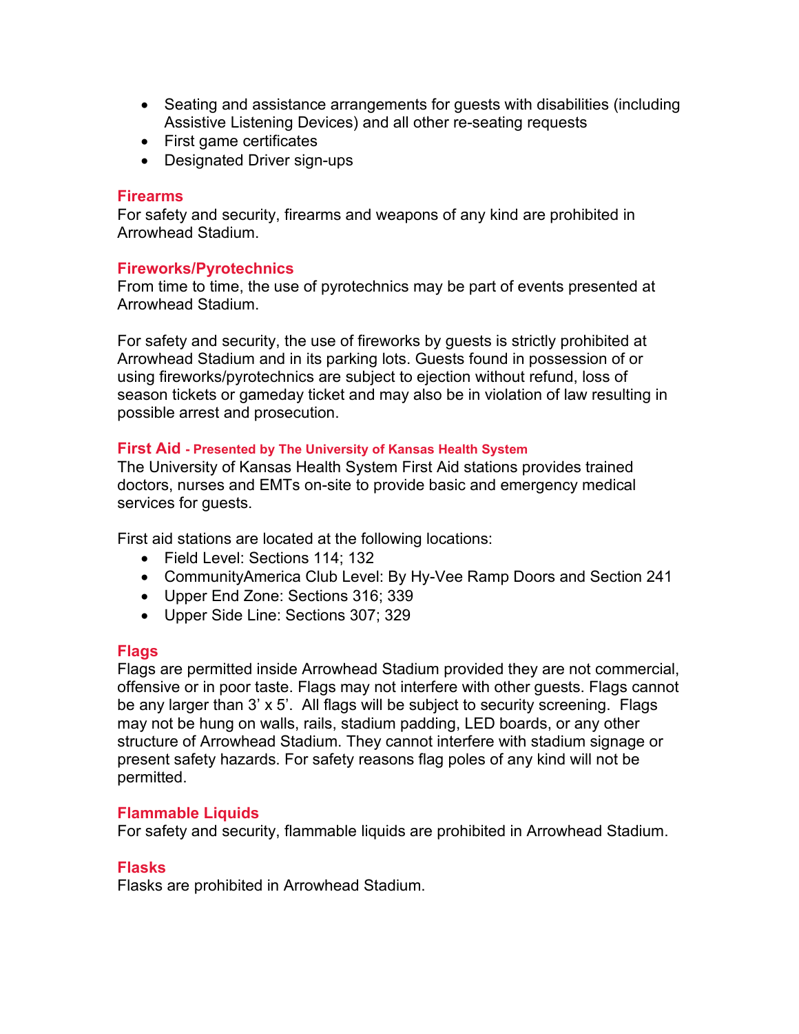- Seating and assistance arrangements for guests with disabilities (including Assistive Listening Devices) and all other re-seating requests
- First game certificates
- Designated Driver sign-ups

## Firearms

For safety and security, firearms and weapons of any kind are prohibited in Arrowhead Stadium.

## Fireworks/Pyrotechnics

From time to time, the use of pyrotechnics may be part of events presented at Arrowhead Stadium.

For safety and security, the use of fireworks by guests is strictly prohibited at Arrowhead Stadium and in its parking lots. Guests found in possession of or using fireworks/pyrotechnics are subject to ejection without refund, loss of season tickets or gameday ticket and may also be in violation of law resulting in possible arrest and prosecution.

## First Aid - Presented by The University of Kansas Health System

The University of Kansas Health System First Aid stations provides trained doctors, nurses and EMTs on-site to provide basic and emergency medical services for guests.

First aid stations are located at the following locations:

- Field Level: Sections 114; 132
- CommunityAmerica Club Level: By Hy-Vee Ramp Doors and Section 241
- Upper End Zone: Sections 316; 339
- Upper Side Line: Sections 307; 329

## Flags

Flags are permitted inside Arrowhead Stadium provided they are not commercial, offensive or in poor taste. Flags may not interfere with other guests. Flags cannot be any larger than 3' x 5'. All flags will be subject to security screening. Flags may not be hung on walls, rails, stadium padding, LED boards, or any other structure of Arrowhead Stadium. They cannot interfere with stadium signage or present safety hazards. For safety reasons flag poles of any kind will not be permitted.

## Flammable Liquids

For safety and security, flammable liquids are prohibited in Arrowhead Stadium.

## Flasks

Flasks are prohibited in Arrowhead Stadium.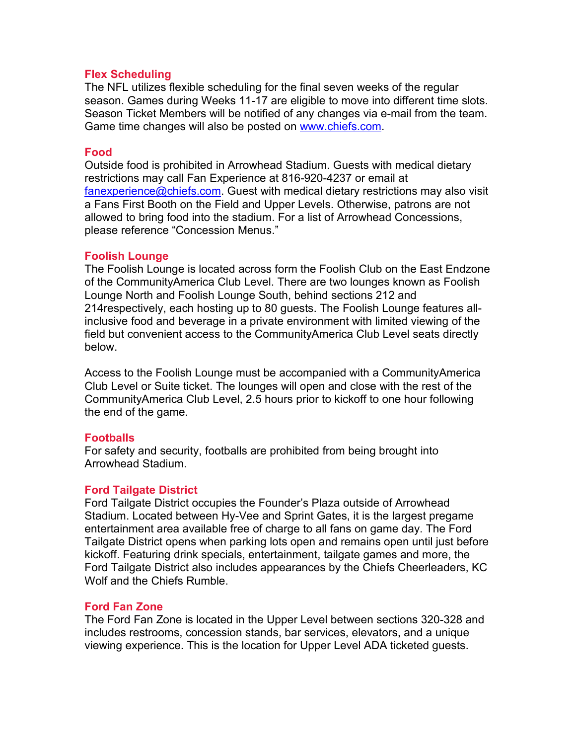### Flex Scheduling

The NFL utilizes flexible scheduling for the final seven weeks of the regular season. Games during Weeks 11-17 are eligible to move into different time slots. Season Ticket Members will be notified of any changes via e-mail from the team. Game time changes will also be posted on [www.chiefs.com](http://www.chiefs.com).

### Food

Outside food is prohibited in Arrowhead Stadium. Guests with medical dietary restrictions may call Fan Experience at 816-920-4237 or email at [fanexperience@chiefs.com](mailto:fanexperience@chiefs.com). Guest with medical dietary restrictions may also visit a Fans First Booth on the Field and Upper Levels. Otherwise, patrons are not allowed to bring food into the stadium. For a list of Arrowhead Concessions, please reference "Concession Menus."

### Foolish Lounge

The Foolish Lounge is located across form the Foolish Club on the East Endzone of the CommunityAmerica Club Level. There are two lounges known as Foolish Lounge North and Foolish Lounge South, behind sections 212 and 214respectively, each hosting up to 80 guests. The Foolish Lounge features all-inclusive food and beverage in a private environment with limited viewing of the field but convenient access to the CommunityAmerica Club Level seats directly below.

Access to the Foolish Lounge must be accompanied with a CommunityAmerica Club Level or Suite ticket. The lounges will open and close with the rest of the CommunityAmerica Club Level, 2.5 hours prior to kickoff to one hour following the end of the game.

### Footballs

For safety and security, footballs are prohibited from being brought into Arrowhead Stadium.

### Ford Tailgate District

Ford Tailgate District occupies the Founder's Plaza outside of Arrowhead Stadium. Located between Hy-Vee and Sprint Gates, it is the largest pregame entertainment area available free of charge to all fans on game day. The Ford Tailgate District opens when parking lots open and remains open until just before kickoff. Featuring drink specials, entertainment, tailgate games and more, the Ford Tailgate District also includes appearances by the Chiefs Cheerleaders, KC Wolf and the Chiefs Rumble.

### Ford Fan Zone

The Ford Fan Zone is located in the Upper Level between sections 320-328 and includes restrooms, concession stands, bar services, elevators, and a unique viewing experience. This is the location for Upper Level ADA ticketed guests.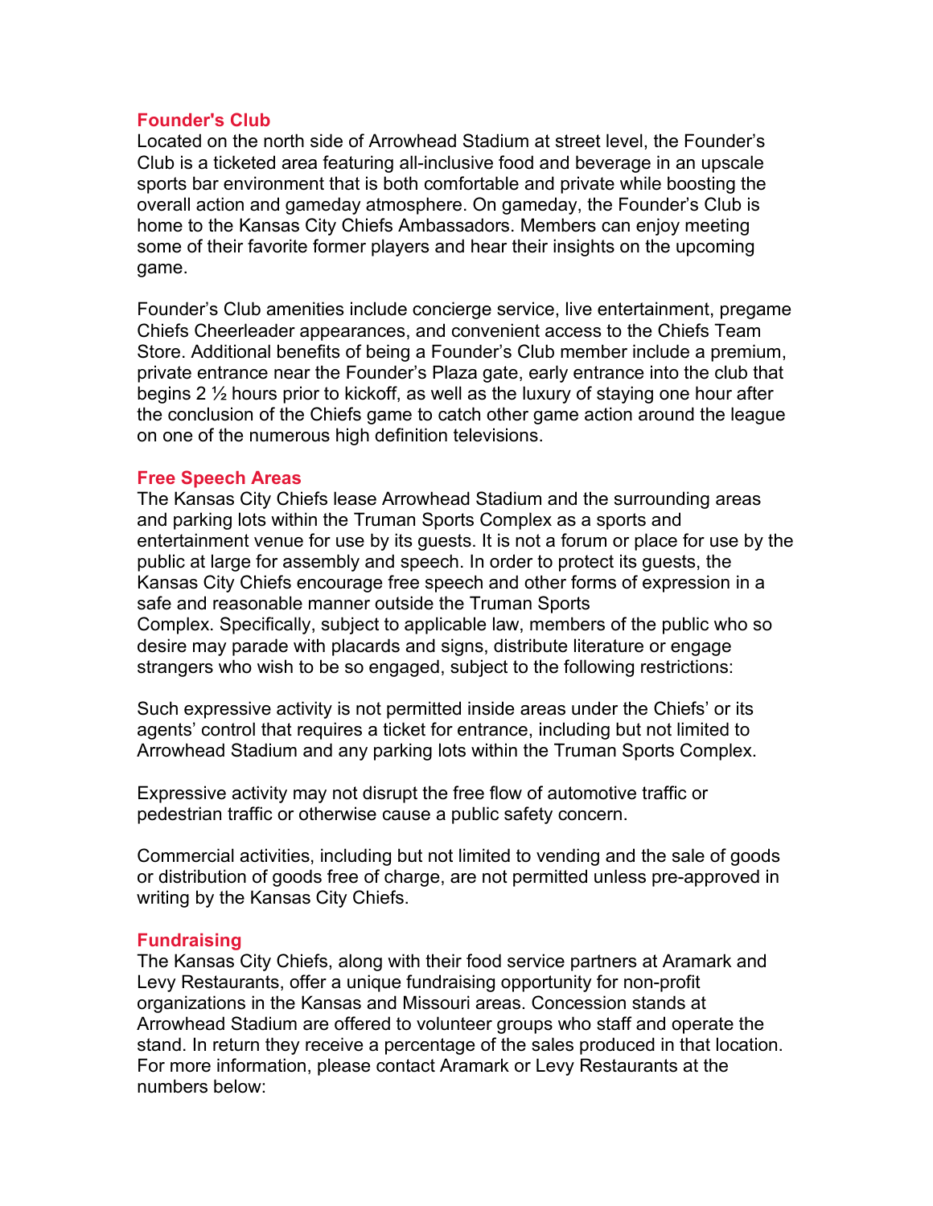## Founder's Club

Located on the north side of Arrowhead Stadium at street level, the Founder's Club is a ticketed area featuring all-inclusive food and beverage in an upscale sports bar environment that is both comfortable and private while boosting the overall action and gameday atmosphere. On gameday, the Founder's Club is home to the Kansas City Chiefs Ambassadors. Members can enjoy meeting some of their favorite former players and hear their insights on the upcoming game.

Founder's Club amenities include concierge service, live entertainment, pregame Chiefs Cheerleader appearances, and convenient access to the Chiefs Team Store. Additional benefits of being a Founder's Club member include a premium, private entrance near the Founder's Plaza gate, early entrance into the club that begins 2 ½ hours prior to kickoff, as well as the luxury of staying one hour after the conclusion of the Chiefs game to catch other game action around the league on one of the numerous high definition televisions.

## Free Speech Areas

The Kansas City Chiefs lease Arrowhead Stadium and the surrounding areas and parking lots within the Truman Sports Complex as a sports and entertainment venue for use by its guests. It is not a forum or place for use by the public at large for assembly and speech. In order to protect its guests, the Kansas City Chiefs encourage free speech and other forms of expression in a safe and reasonable manner outside the Truman Sports Complex. Specifically, subject to applicable law, members of the public who so desire may parade with placards and signs, distribute literature or engage strangers who wish to be so engaged, subject to the following restrictions:

Such expressive activity is not permitted inside areas under the Chiefs' or its agents' control that requires a ticket for entrance, including but not limited to Arrowhead Stadium and any parking lots within the Truman Sports Complex.

Expressive activity may not disrupt the free flow of automotive traffic or pedestrian traffic or otherwise cause a public safety concern.

Commercial activities, including but not limited to vending and the sale of goods or distribution of goods free of charge, are not permitted unless pre-approved in writing by the Kansas City Chiefs.

## Fundraising

The Kansas City Chiefs, along with their food service partners at Aramark and Levy Restaurants, offer a unique fundraising opportunity for non-profit organizations in the Kansas and Missouri areas. Concession stands at Arrowhead Stadium are offered to volunteer groups who staff and operate the stand. In return they receive a percentage of the sales produced in that location. For more information, please contact Aramark or Levy Restaurants at the numbers below: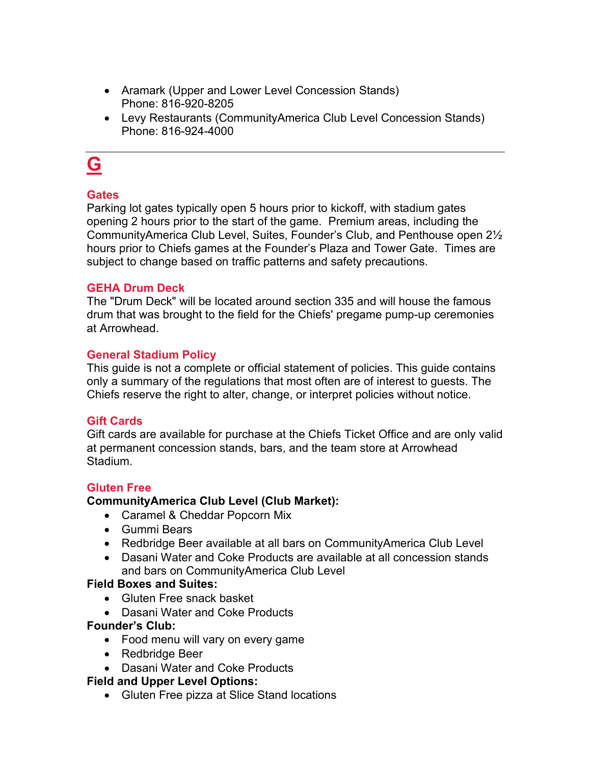- Aramark (Upper and Lower Level Concession Stands)
  Phone: 816-920-8205
- Levy Restaurants (CommunityAmerica Club Level Concession Stands)
  Phone: 816-924-4000

---

# G

### Gates

Parking lot gates typically open 5 hours prior to kickoff, with stadium gates opening 2 hours prior to the start of the game. Premium areas, including the CommunityAmerica Club Level, Suites, Founder's Club, and Penthouse open 2½ hours prior to Chiefs games at the Founder's Plaza and Tower Gate. Times are subject to change based on traffic patterns and safety precautions.

### GEHA Drum Deck

The "Drum Deck" will be located around section 335 and will house the famous drum that was brought to the field for the Chiefs' pregame pump-up ceremonies at Arrowhead.

### General Stadium Policy

This guide is not a complete or official statement of policies. This guide contains only a summary of the regulations that most often are of interest to guests. The Chiefs reserve the right to alter, change, or interpret policies without notice.

### Gift Cards

Gift cards are available for purchase at the Chiefs Ticket Office and are only valid at permanent concession stands, bars, and the team store at Arrowhead Stadium.

### Gluten Free

**CommunityAmerica Club Level (Club Market):**

- Caramel & Cheddar Popcorn Mix
- Gummi Bears
- Redbridge Beer available at all bars on CommunityAmerica Club Level
- Dasani Water and Coke Products are available at all concession stands and bars on CommunityAmerica Club Level

**Field Boxes and Suites:**

- Gluten Free snack basket
- Dasani Water and Coke Products

**Founder's Club:**

- Food menu will vary on every game
- Redbridge Beer
- Dasani Water and Coke Products

**Field and Upper Level Options:**

- Gluten Free pizza at Slice Stand locations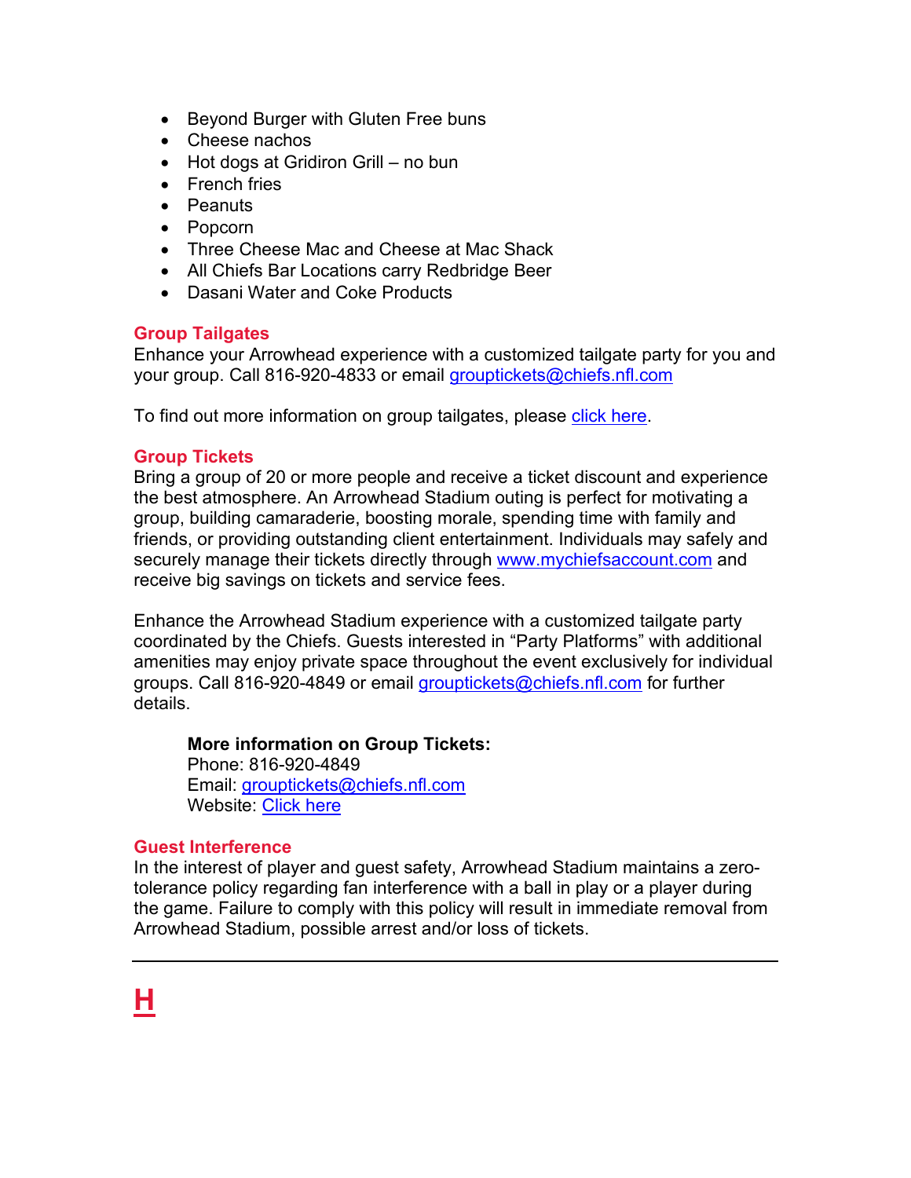- Beyond Burger with Gluten Free buns
- Cheese nachos
- Hot dogs at Gridiron Grill – no bun
- French fries
- Peanuts
- Popcorn
- Three Cheese Mac and Cheese at Mac Shack
- All Chiefs Bar Locations carry Redbridge Beer
- Dasani Water and Coke Products

### Group Tailgates

Enhance your Arrowhead experience with a customized tailgate party for you and your group. Call 816-920-4833 or email [grouptickets@chiefs.nfl.com](mailto:grouptickets@chiefs.nfl.com)

To find out more information on group tailgates, please [click here](#).

### Group Tickets

Bring a group of 20 or more people and receive a ticket discount and experience the best atmosphere. An Arrowhead Stadium outing is perfect for motivating a group, building camaraderie, boosting morale, spending time with family and friends, or providing outstanding client entertainment. Individuals may safely and securely manage their tickets directly through [www.mychiefsaccount.com](http://www.mychiefsaccount.com) and receive big savings on tickets and service fees.

Enhance the Arrowhead Stadium experience with a customized tailgate party coordinated by the Chiefs. Guests interested in "Party Platforms" with additional amenities may enjoy private space throughout the event exclusively for individual groups. Call 816-920-4849 or email [grouptickets@chiefs.nfl.com](mailto:grouptickets@chiefs.nfl.com) for further details.

> **More information on Group Tickets:**
> Phone: 816-920-4849
> Email: [grouptickets@chiefs.nfl.com](mailto:grouptickets@chiefs.nfl.com)
> Website: [Click here](#)

### Guest Interference

In the interest of player and guest safety, Arrowhead Stadium maintains a zero-tolerance policy regarding fan interference with a ball in play or a player during the game. Failure to comply with this policy will result in immediate removal from Arrowhead Stadium, possible arrest and/or loss of tickets.

---

## H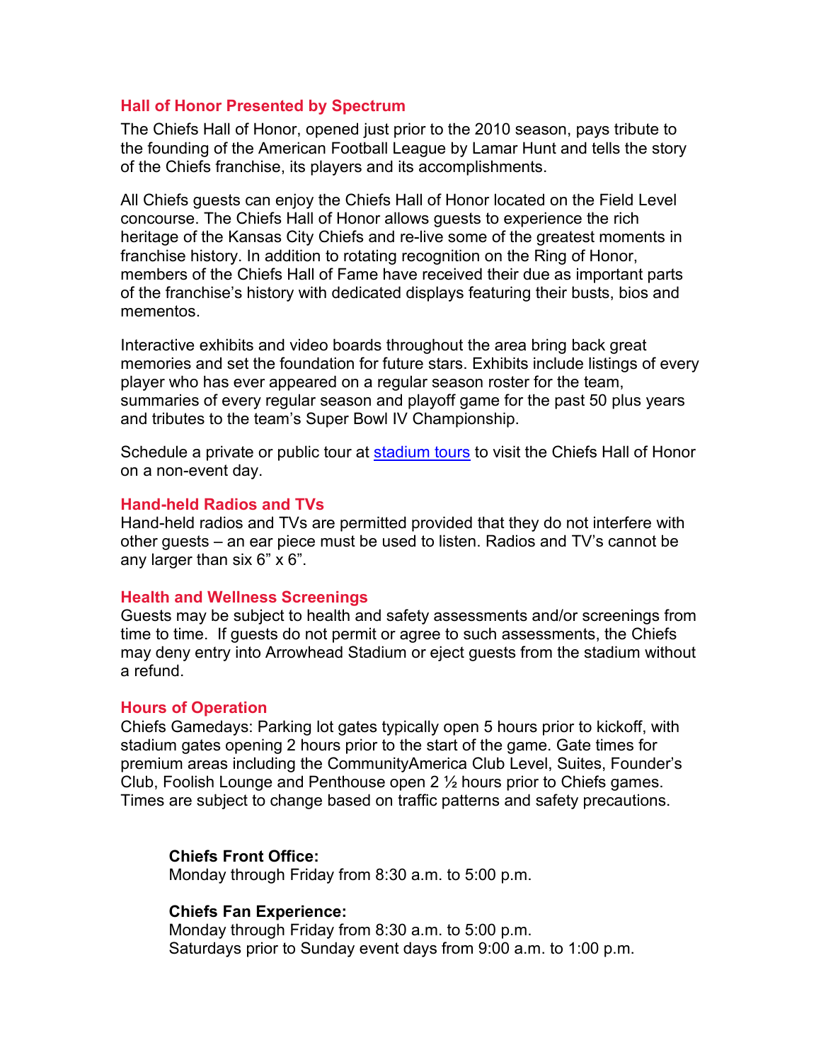## Hall of Honor Presented by Spectrum

The Chiefs Hall of Honor, opened just prior to the 2010 season, pays tribute to the founding of the American Football League by Lamar Hunt and tells the story of the Chiefs franchise, its players and its accomplishments.

All Chiefs guests can enjoy the Chiefs Hall of Honor located on the Field Level concourse. The Chiefs Hall of Honor allows guests to experience the rich heritage of the Kansas City Chiefs and re-live some of the greatest moments in franchise history. In addition to rotating recognition on the Ring of Honor, members of the Chiefs Hall of Fame have received their due as important parts of the franchise's history with dedicated displays featuring their busts, bios and mementos.

Interactive exhibits and video boards throughout the area bring back great memories and set the foundation for future stars. Exhibits include listings of every player who has ever appeared on a regular season roster for the team, summaries of every regular season and playoff game for the past 50 plus years and tributes to the team's Super Bowl IV Championship.

Schedule a private or public tour at [stadium tours] to visit the Chiefs Hall of Honor on a non-event day.

## Hand-held Radios and TVs

Hand-held radios and TVs are permitted provided that they do not interfere with other guests – an ear piece must be used to listen. Radios and TV's cannot be any larger than six 6" x 6".

## Health and Wellness Screenings

Guests may be subject to health and safety assessments and/or screenings from time to time. If guests do not permit or agree to such assessments, the Chiefs may deny entry into Arrowhead Stadium or eject guests from the stadium without a refund.

## Hours of Operation

Chiefs Gamedays: Parking lot gates typically open 5 hours prior to kickoff, with stadium gates opening 2 hours prior to the start of the game. Gate times for premium areas including the CommunityAmerica Club Level, Suites, Founder's Club, Foolish Lounge and Penthouse open 2 ½ hours prior to Chiefs games. Times are subject to change based on traffic patterns and safety precautions.

**Chiefs Front Office:**
Monday through Friday from 8:30 a.m. to 5:00 p.m.

**Chiefs Fan Experience:**
Monday through Friday from 8:30 a.m. to 5:00 p.m.
Saturdays prior to Sunday event days from 9:00 a.m. to 1:00 p.m.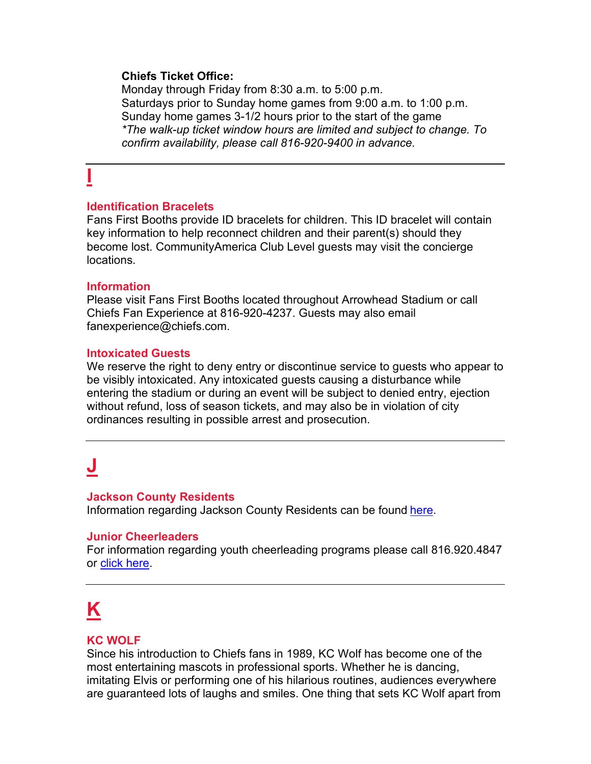**Chiefs Ticket Office:**
Monday through Friday from 8:30 a.m. to 5:00 p.m.
Saturdays prior to Sunday home games from 9:00 a.m. to 1:00 p.m.
Sunday home games 3-1/2 hours prior to the start of the game
*\*The walk-up ticket window hours are limited and subject to change. To confirm availability, please call 816-920-9400 in advance.*

---

# I

### Identification Bracelets

Fans First Booths provide ID bracelets for children. This ID bracelet will contain key information to help reconnect children and their parent(s) should they become lost. CommunityAmerica Club Level guests may visit the concierge locations.

### Information

Please visit Fans First Booths located throughout Arrowhead Stadium or call Chiefs Fan Experience at 816-920-4237. Guests may also email fanexperience@chiefs.com.

### Intoxicated Guests

We reserve the right to deny entry or discontinue service to guests who appear to be visibly intoxicated. Any intoxicated guests causing a disturbance while entering the stadium or during an event will be subject to denied entry, ejection without refund, loss of season tickets, and may also be in violation of city ordinances resulting in possible arrest and prosecution.

---

# J

### Jackson County Residents

Information regarding Jackson County Residents can be found here.

### Junior Cheerleaders

For information regarding youth cheerleading programs please call 816.920.4847 or click here.

---

# K

### KC WOLF

Since his introduction to Chiefs fans in 1989, KC Wolf has become one of the most entertaining mascots in professional sports. Whether he is dancing, imitating Elvis or performing one of his hilarious routines, audiences everywhere are guaranteed lots of laughs and smiles. One thing that sets KC Wolf apart from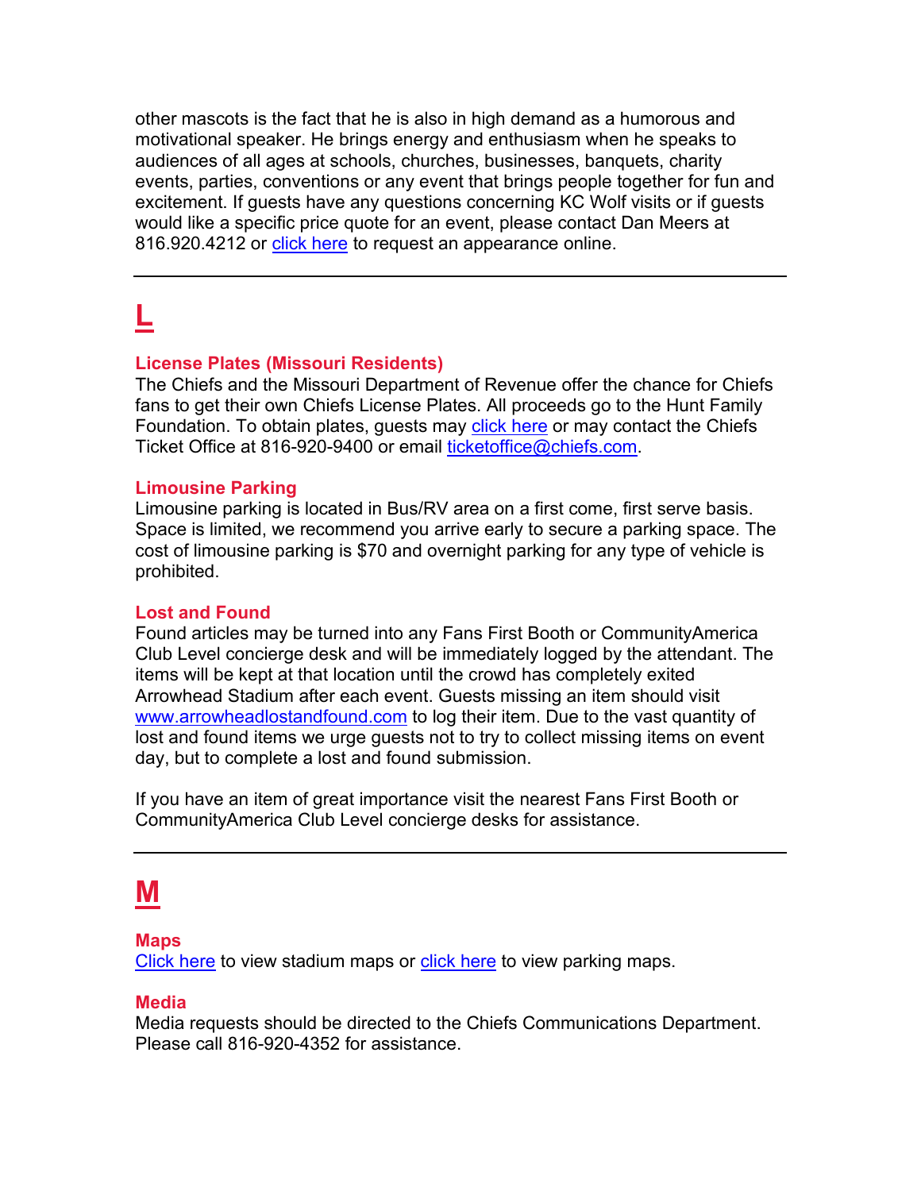other mascots is the fact that he is also in high demand as a humorous and motivational speaker. He brings energy and enthusiasm when he speaks to audiences of all ages at schools, churches, businesses, banquets, charity events, parties, conventions or any event that brings people together for fun and excitement. If guests have any questions concerning KC Wolf visits or if guests would like a specific price quote for an event, please contact Dan Meers at 816.920.4212 or click here to request an appearance online.

---

# L

### License Plates (Missouri Residents)

The Chiefs and the Missouri Department of Revenue offer the chance for Chiefs fans to get their own Chiefs License Plates. All proceeds go to the Hunt Family Foundation. To obtain plates, guests may click here or may contact the Chiefs Ticket Office at 816-920-9400 or email ticketoffice@chiefs.com.

### Limousine Parking

Limousine parking is located in Bus/RV area on a first come, first serve basis. Space is limited, we recommend you arrive early to secure a parking space. The cost of limousine parking is $70 and overnight parking for any type of vehicle is prohibited.

### Lost and Found

Found articles may be turned into any Fans First Booth or CommunityAmerica Club Level concierge desk and will be immediately logged by the attendant. The items will be kept at that location until the crowd has completely exited Arrowhead Stadium after each event. Guests missing an item should visit www.arrowheadlostandfound.com to log their item. Due to the vast quantity of lost and found items we urge guests not to try to collect missing items on event day, but to complete a lost and found submission.

If you have an item of great importance visit the nearest Fans First Booth or CommunityAmerica Club Level concierge desks for assistance.

---

# M

### Maps

Click here to view stadium maps or click here to view parking maps.

### Media

Media requests should be directed to the Chiefs Communications Department. Please call 816-920-4352 for assistance.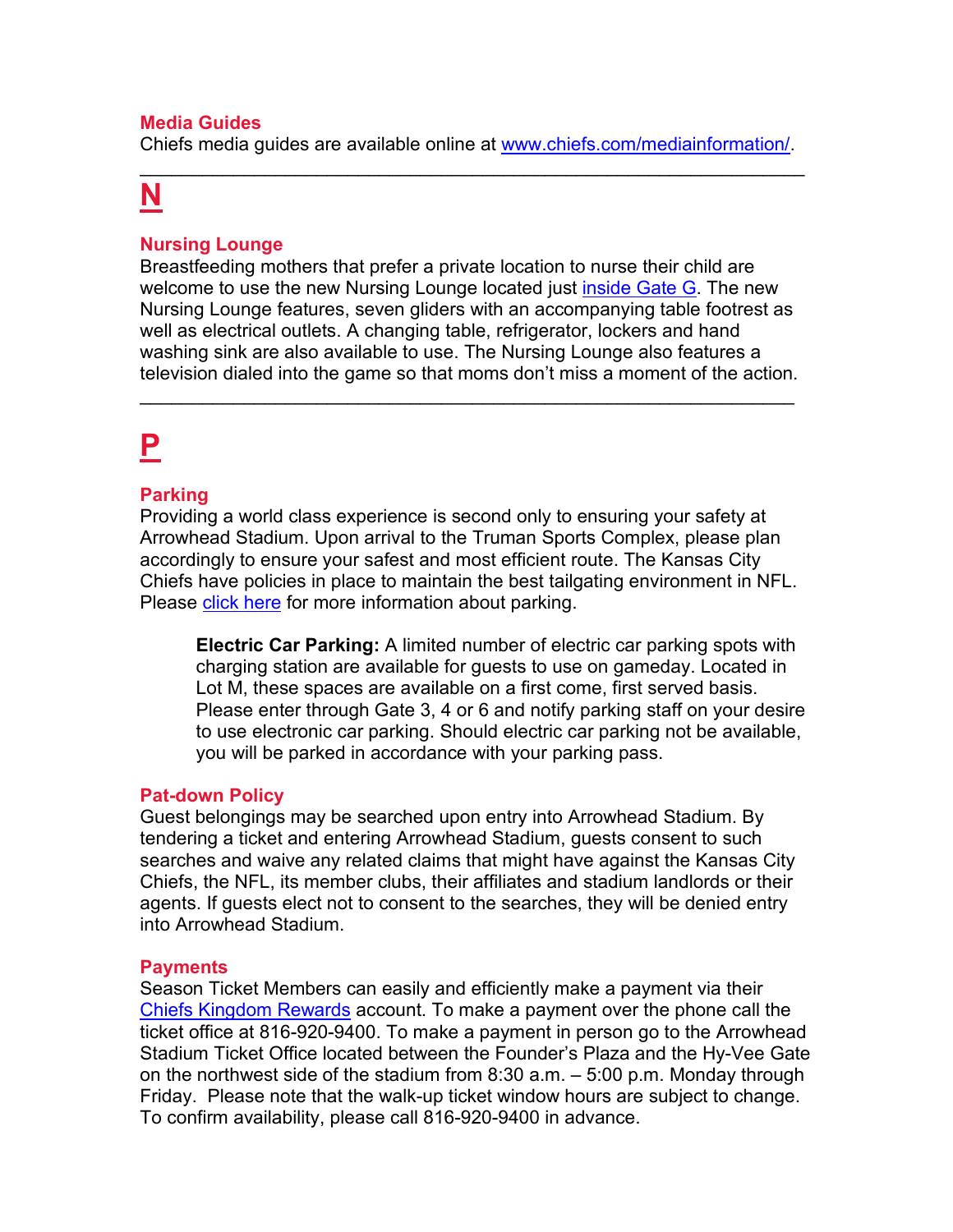### Media Guides

Chiefs media guides are available online at [www.chiefs.com/mediainformation/](www.chiefs.com/mediainformation/).

---

## N

### Nursing Lounge

Breastfeeding mothers that prefer a private location to nurse their child are welcome to use the new Nursing Lounge located just inside Gate G. The new Nursing Lounge features, seven gliders with an accompanying table footrest as well as electrical outlets. A changing table, refrigerator, lockers and hand washing sink are also available to use. The Nursing Lounge also features a television dialed into the game so that moms don't miss a moment of the action.

---

## P

### Parking

Providing a world class experience is second only to ensuring your safety at Arrowhead Stadium. Upon arrival to the Truman Sports Complex, please plan accordingly to ensure your safest and most efficient route. The Kansas City Chiefs have policies in place to maintain the best tailgating environment in NFL. Please click here for more information about parking.

> **Electric Car Parking:** A limited number of electric car parking spots with charging station are available for guests to use on gameday. Located in Lot M, these spaces are available on a first come, first served basis. Please enter through Gate 3, 4 or 6 and notify parking staff on your desire to use electronic car parking. Should electric car parking not be available, you will be parked in accordance with your parking pass.

### Pat-down Policy

Guest belongings may be searched upon entry into Arrowhead Stadium. By tendering a ticket and entering Arrowhead Stadium, guests consent to such searches and waive any related claims that might have against the Kansas City Chiefs, the NFL, its member clubs, their affiliates and stadium landlords or their agents. If guests elect not to consent to the searches, they will be denied entry into Arrowhead Stadium.

### Payments

Season Ticket Members can easily and efficiently make a payment via their Chiefs Kingdom Rewards account. To make a payment over the phone call the ticket office at 816-920-9400. To make a payment in person go to the Arrowhead Stadium Ticket Office located between the Founder's Plaza and the Hy-Vee Gate on the northwest side of the stadium from 8:30 a.m. – 5:00 p.m. Monday through Friday. Please note that the walk-up ticket window hours are subject to change. To confirm availability, please call 816-920-9400 in advance.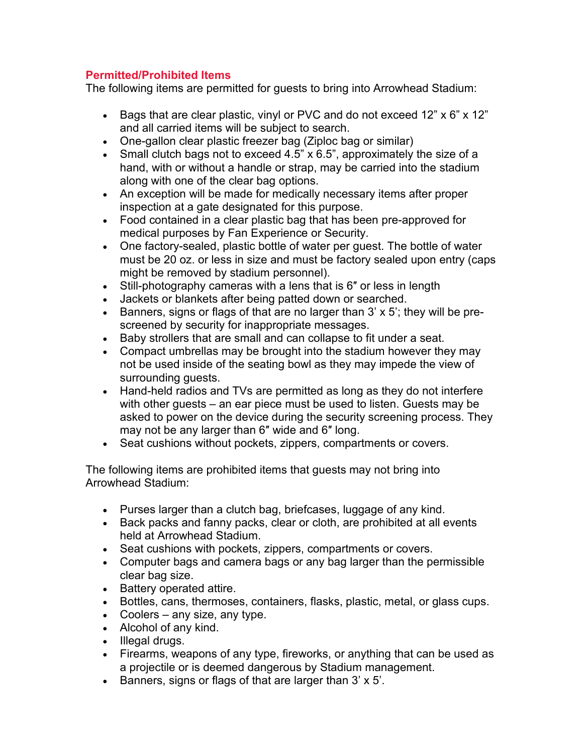## Permitted/Prohibited Items

The following items are permitted for guests to bring into Arrowhead Stadium:

- Bags that are clear plastic, vinyl or PVC and do not exceed 12" x 6" x 12" and all carried items will be subject to search.
- One-gallon clear plastic freezer bag (Ziploc bag or similar)
- Small clutch bags not to exceed 4.5" x 6.5", approximately the size of a hand, with or without a handle or strap, may be carried into the stadium along with one of the clear bag options.
- An exception will be made for medically necessary items after proper inspection at a gate designated for this purpose.
- Food contained in a clear plastic bag that has been pre-approved for medical purposes by Fan Experience or Security.
- One factory-sealed, plastic bottle of water per guest. The bottle of water must be 20 oz. or less in size and must be factory sealed upon entry (caps might be removed by stadium personnel).
- Still-photography cameras with a lens that is 6″ or less in length
- Jackets or blankets after being patted down or searched.
- Banners, signs or flags of that are no larger than 3' x 5'; they will be pre-screened by security for inappropriate messages.
- Baby strollers that are small and can collapse to fit under a seat.
- Compact umbrellas may be brought into the stadium however they may not be used inside of the seating bowl as they may impede the view of surrounding guests.
- Hand-held radios and TVs are permitted as long as they do not interfere with other guests – an ear piece must be used to listen. Guests may be asked to power on the device during the security screening process. They may not be any larger than 6″ wide and 6″ long.
- Seat cushions without pockets, zippers, compartments or covers.

The following items are prohibited items that guests may not bring into Arrowhead Stadium:

- Purses larger than a clutch bag, briefcases, luggage of any kind.
- Back packs and fanny packs, clear or cloth, are prohibited at all events held at Arrowhead Stadium.
- Seat cushions with pockets, zippers, compartments or covers.
- Computer bags and camera bags or any bag larger than the permissible clear bag size.
- Battery operated attire.
- Bottles, cans, thermoses, containers, flasks, plastic, metal, or glass cups.
- Coolers – any size, any type.
- Alcohol of any kind.
- Illegal drugs.
- Firearms, weapons of any type, fireworks, or anything that can be used as a projectile or is deemed dangerous by Stadium management.
- Banners, signs or flags of that are larger than 3' x 5'.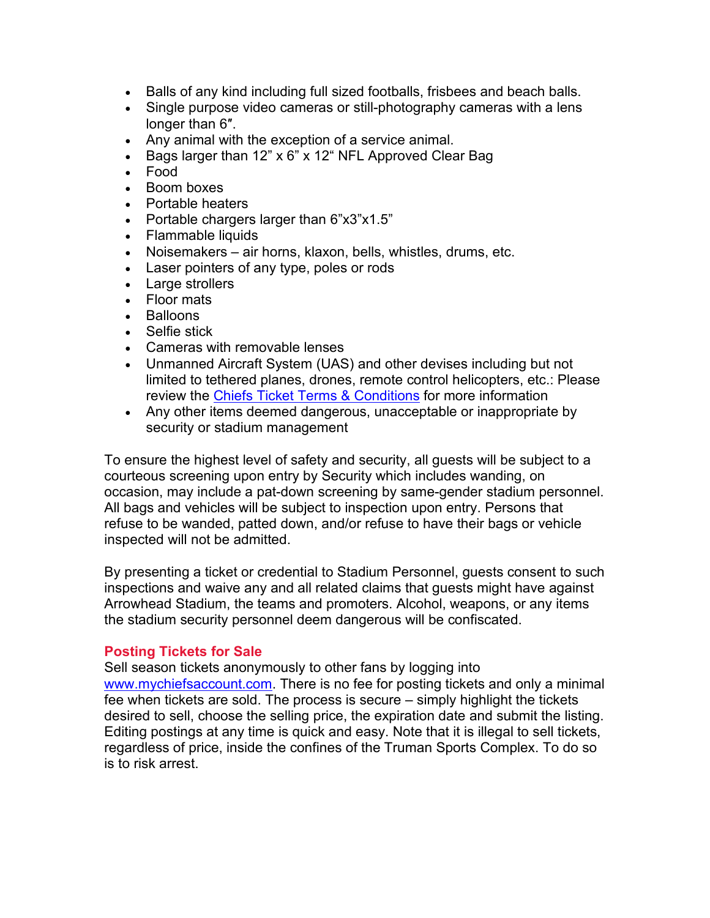- Balls of any kind including full sized footballs, frisbees and beach balls.
- Single purpose video cameras or still-photography cameras with a lens longer than 6″.
- Any animal with the exception of a service animal.
- Bags larger than 12" x 6" x 12" NFL Approved Clear Bag
- Food
- Boom boxes
- Portable heaters
- Portable chargers larger than 6"x3"x1.5"
- Flammable liquids
- Noisemakers – air horns, klaxon, bells, whistles, drums, etc.
- Laser pointers of any type, poles or rods
- Large strollers
- Floor mats
- Balloons
- Selfie stick
- Cameras with removable lenses
- Unmanned Aircraft System (UAS) and other devises including but not limited to tethered planes, drones, remote control helicopters, etc.: Please review the [Chiefs Ticket Terms & Conditions]() for more information
- Any other items deemed dangerous, unacceptable or inappropriate by security or stadium management

To ensure the highest level of safety and security, all guests will be subject to a courteous screening upon entry by Security which includes wanding, on occasion, may include a pat-down screening by same-gender stadium personnel. All bags and vehicles will be subject to inspection upon entry. Persons that refuse to be wanded, patted down, and/or refuse to have their bags or vehicle inspected will not be admitted.

By presenting a ticket or credential to Stadium Personnel, guests consent to such inspections and waive any and all related claims that guests might have against Arrowhead Stadium, the teams and promoters. Alcohol, weapons, or any items the stadium security personnel deem dangerous will be confiscated.

### Posting Tickets for Sale

Sell season tickets anonymously to other fans by logging into [www.mychiefsaccount.com](www.mychiefsaccount.com). There is no fee for posting tickets and only a minimal fee when tickets are sold. The process is secure – simply highlight the tickets desired to sell, choose the selling price, the expiration date and submit the listing. Editing postings at any time is quick and easy. Note that it is illegal to sell tickets, regardless of price, inside the confines of the Truman Sports Complex. To do so is to risk arrest.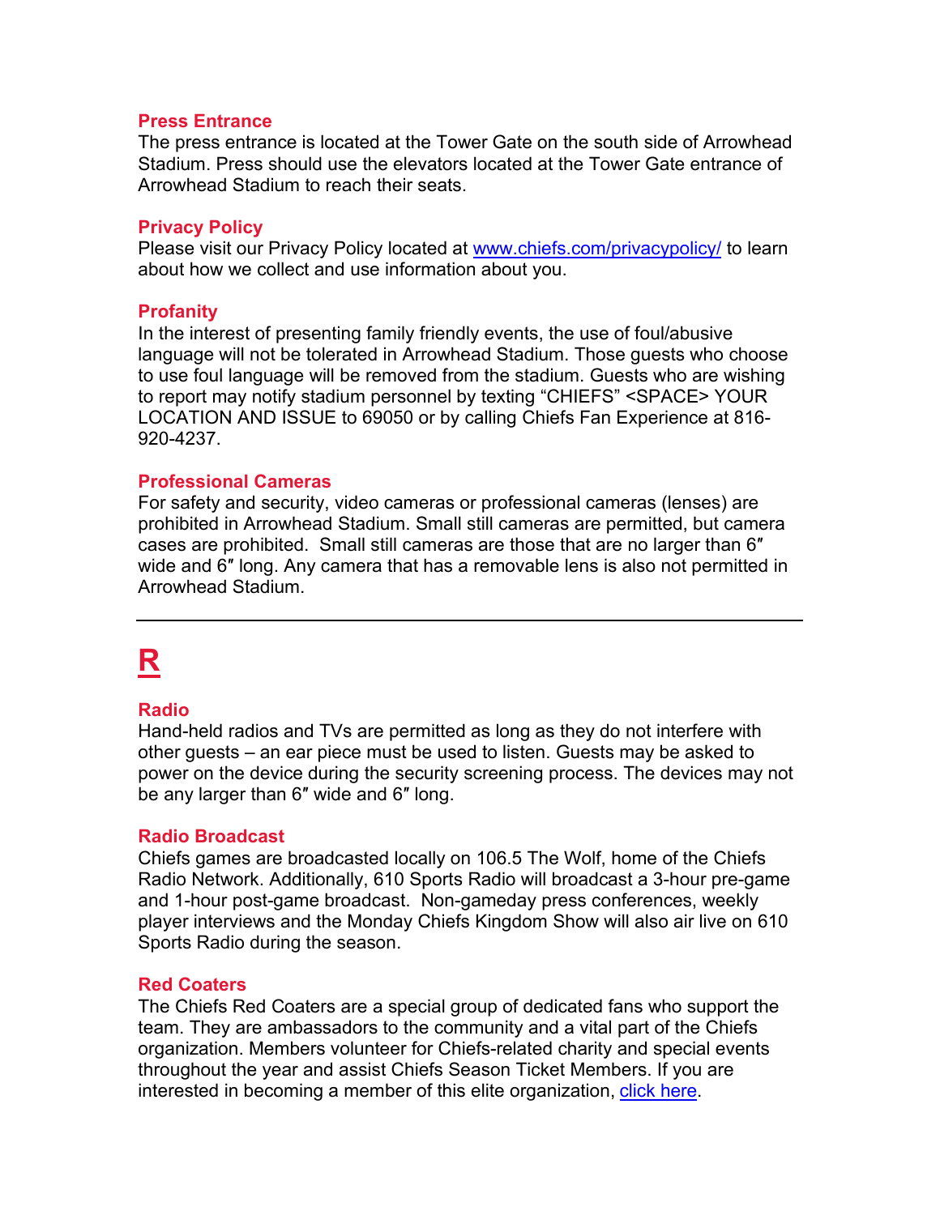### Press Entrance

The press entrance is located at the Tower Gate on the south side of Arrowhead Stadium. Press should use the elevators located at the Tower Gate entrance of Arrowhead Stadium to reach their seats.

### Privacy Policy

Please visit our Privacy Policy located at [www.chiefs.com/privacypolicy/](www.chiefs.com/privacypolicy/) to learn about how we collect and use information about you.

### Profanity

In the interest of presenting family friendly events, the use of foul/abusive language will not be tolerated in Arrowhead Stadium. Those guests who choose to use foul language will be removed from the stadium. Guests who are wishing to report may notify stadium personnel by texting "CHIEFS" <SPACE> YOUR LOCATION AND ISSUE to 69050 or by calling Chiefs Fan Experience at 816-920-4237.

### Professional Cameras

For safety and security, video cameras or professional cameras (lenses) are prohibited in Arrowhead Stadium. Small still cameras are permitted, but camera cases are prohibited. Small still cameras are those that are no larger than 6″ wide and 6″ long. Any camera that has a removable lens is also not permitted in Arrowhead Stadium.

---

## R

### Radio

Hand-held radios and TVs are permitted as long as they do not interfere with other guests – an ear piece must be used to listen. Guests may be asked to power on the device during the security screening process. The devices may not be any larger than 6″ wide and 6″ long.

### Radio Broadcast

Chiefs games are broadcasted locally on 106.5 The Wolf, home of the Chiefs Radio Network. Additionally, 610 Sports Radio will broadcast a 3-hour pre-game and 1-hour post-game broadcast. Non-gameday press conferences, weekly player interviews and the Monday Chiefs Kingdom Show will also air live on 610 Sports Radio during the season.

### Red Coaters

The Chiefs Red Coaters are a special group of dedicated fans who support the team. They are ambassadors to the community and a vital part of the Chiefs organization. Members volunteer for Chiefs-related charity and special events throughout the year and assist Chiefs Season Ticket Members. If you are interested in becoming a member of this elite organization, click here.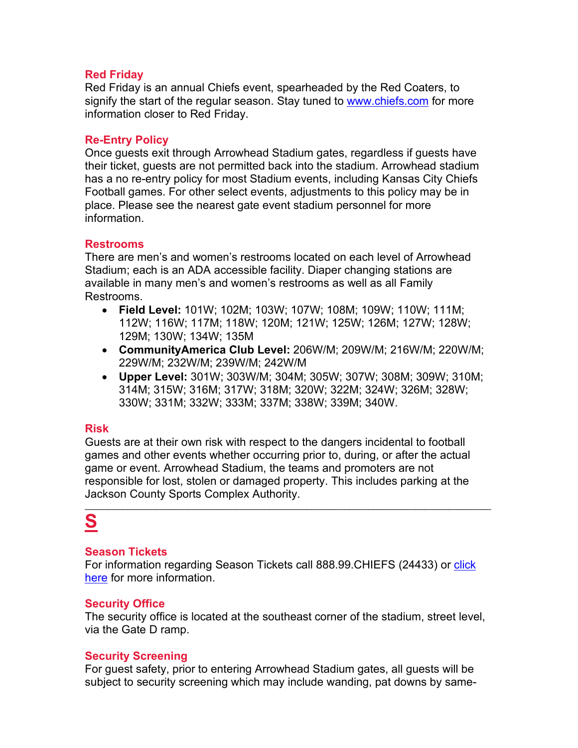### Red Friday

Red Friday is an annual Chiefs event, spearheaded by the Red Coaters, to signify the start of the regular season. Stay tuned to www.chiefs.com for more information closer to Red Friday.

### Re-Entry Policy

Once guests exit through Arrowhead Stadium gates, regardless if guests have their ticket, guests are not permitted back into the stadium. Arrowhead stadium has a no re-entry policy for most Stadium events, including Kansas City Chiefs Football games. For other select events, adjustments to this policy may be in place. Please see the nearest gate event stadium personnel for more information.

### Restrooms

There are men's and women's restrooms located on each level of Arrowhead Stadium; each is an ADA accessible facility. Diaper changing stations are available in many men's and women's restrooms as well as all Family Restrooms.

- **Field Level:** 101W; 102M; 103W; 107W; 108M; 109W; 110W; 111M; 112W; 116W; 117M; 118W; 120M; 121W; 125W; 126M; 127W; 128W; 129M; 130W; 134W; 135M
- **CommunityAmerica Club Level:** 206W/M; 209W/M; 216W/M; 220W/M; 229W/M; 232W/M; 239W/M; 242W/M
- **Upper Level:** 301W; 303W/M; 304M; 305W; 307W; 308M; 309W; 310M; 314M; 315W; 316M; 317W; 318M; 320W; 322M; 324W; 326M; 328W; 330W; 331M; 332W; 333M; 337M; 338W; 339M; 340W.

### Risk

Guests are at their own risk with respect to the dangers incidental to football games and other events whether occurring prior to, during, or after the actual game or event. Arrowhead Stadium, the teams and promoters are not responsible for lost, stolen or damaged property. This includes parking at the Jackson County Sports Complex Authority.

---

## S

### Season Tickets

For information regarding Season Tickets call 888.99.CHIEFS (24433) or click here for more information.

### Security Office

The security office is located at the southeast corner of the stadium, street level, via the Gate D ramp.

### Security Screening

For guest safety, prior to entering Arrowhead Stadium gates, all guests will be subject to security screening which may include wanding, pat downs by same-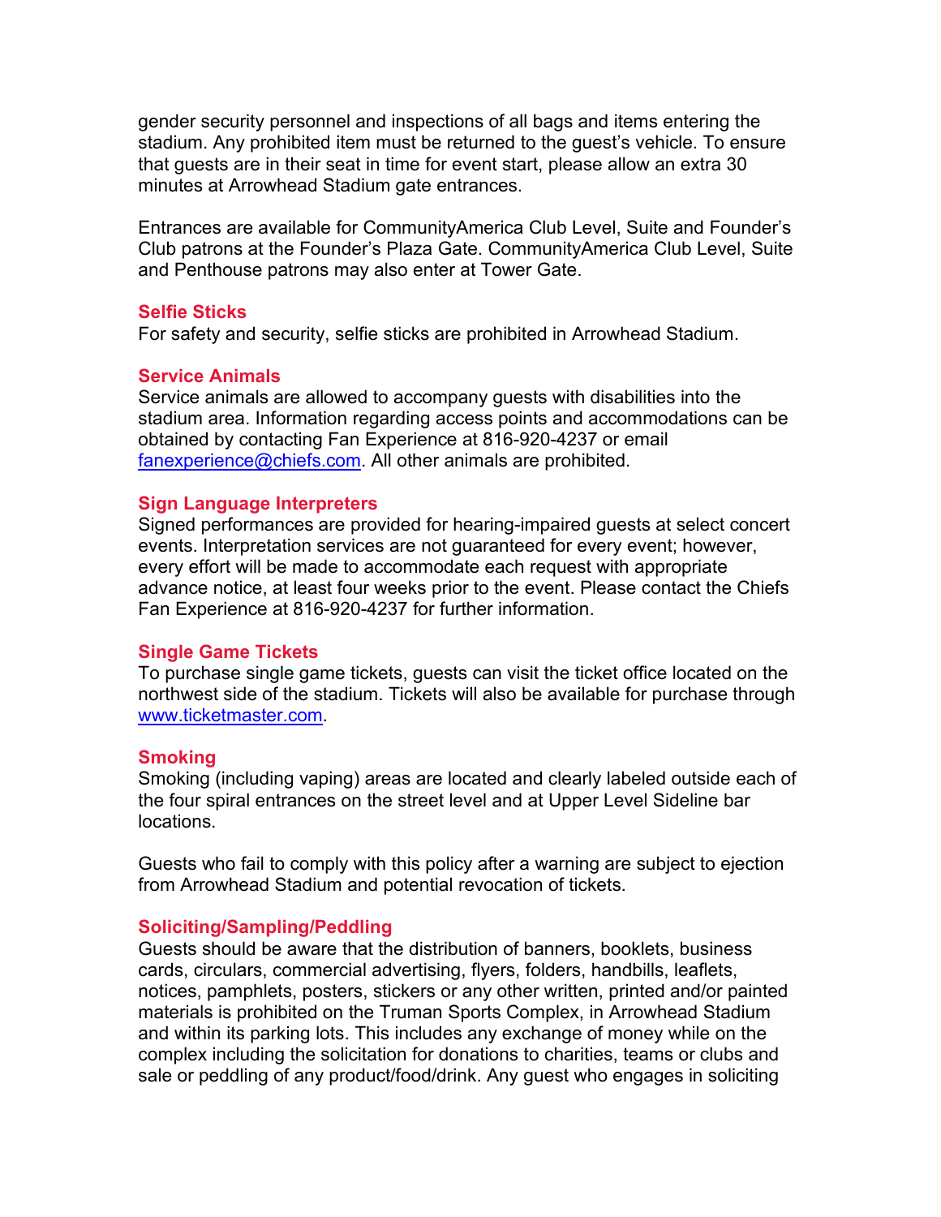gender security personnel and inspections of all bags and items entering the stadium. Any prohibited item must be returned to the guest's vehicle. To ensure that guests are in their seat in time for event start, please allow an extra 30 minutes at Arrowhead Stadium gate entrances.

Entrances are available for CommunityAmerica Club Level, Suite and Founder's Club patrons at the Founder's Plaza Gate. CommunityAmerica Club Level, Suite and Penthouse patrons may also enter at Tower Gate.

### Selfie Sticks

For safety and security, selfie sticks are prohibited in Arrowhead Stadium.

### Service Animals

Service animals are allowed to accompany guests with disabilities into the stadium area. Information regarding access points and accommodations can be obtained by contacting Fan Experience at 816-920-4237 or email fanexperience@chiefs.com. All other animals are prohibited.

### Sign Language Interpreters

Signed performances are provided for hearing-impaired guests at select concert events. Interpretation services are not guaranteed for every event; however, every effort will be made to accommodate each request with appropriate advance notice, at least four weeks prior to the event. Please contact the Chiefs Fan Experience at 816-920-4237 for further information.

### Single Game Tickets

To purchase single game tickets, guests can visit the ticket office located on the northwest side of the stadium. Tickets will also be available for purchase through www.ticketmaster.com.

### Smoking

Smoking (including vaping) areas are located and clearly labeled outside each of the four spiral entrances on the street level and at Upper Level Sideline bar locations.

Guests who fail to comply with this policy after a warning are subject to ejection from Arrowhead Stadium and potential revocation of tickets.

### Soliciting/Sampling/Peddling

Guests should be aware that the distribution of banners, booklets, business cards, circulars, commercial advertising, flyers, folders, handbills, leaflets, notices, pamphlets, posters, stickers or any other written, printed and/or painted materials is prohibited on the Truman Sports Complex, in Arrowhead Stadium and within its parking lots. This includes any exchange of money while on the complex including the solicitation for donations to charities, teams or clubs and sale or peddling of any product/food/drink. Any guest who engages in soliciting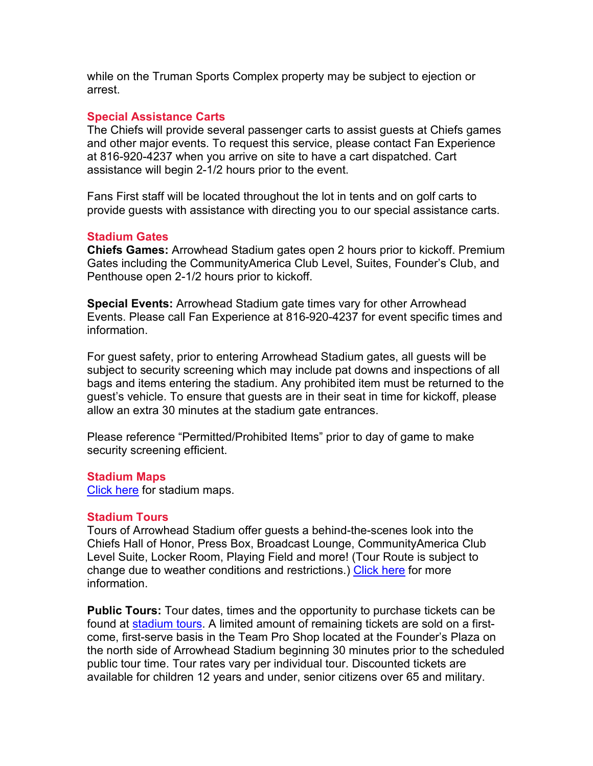while on the Truman Sports Complex property may be subject to ejection or arrest.

## Special Assistance Carts

The Chiefs will provide several passenger carts to assist guests at Chiefs games and other major events. To request this service, please contact Fan Experience at 816-920-4237 when you arrive on site to have a cart dispatched. Cart assistance will begin 2-1/2 hours prior to the event.

Fans First staff will be located throughout the lot in tents and on golf carts to provide guests with assistance with directing you to our special assistance carts.

## Stadium Gates

**Chiefs Games:** Arrowhead Stadium gates open 2 hours prior to kickoff. Premium Gates including the CommunityAmerica Club Level, Suites, Founder's Club, and Penthouse open 2-1/2 hours prior to kickoff.

**Special Events:** Arrowhead Stadium gate times vary for other Arrowhead Events. Please call Fan Experience at 816-920-4237 for event specific times and information.

For guest safety, prior to entering Arrowhead Stadium gates, all guests will be subject to security screening which may include pat downs and inspections of all bags and items entering the stadium. Any prohibited item must be returned to the guest's vehicle. To ensure that guests are in their seat in time for kickoff, please allow an extra 30 minutes at the stadium gate entrances.

Please reference "Permitted/Prohibited Items" prior to day of game to make security screening efficient.

## Stadium Maps

Click here for stadium maps.

## Stadium Tours

Tours of Arrowhead Stadium offer guests a behind-the-scenes look into the Chiefs Hall of Honor, Press Box, Broadcast Lounge, CommunityAmerica Club Level Suite, Locker Room, Playing Field and more! (Tour Route is subject to change due to weather conditions and restrictions.) Click here for more information.

**Public Tours:** Tour dates, times and the opportunity to purchase tickets can be found at stadium tours. A limited amount of remaining tickets are sold on a first-come, first-serve basis in the Team Pro Shop located at the Founder's Plaza on the north side of Arrowhead Stadium beginning 30 minutes prior to the scheduled public tour time. Tour rates vary per individual tour. Discounted tickets are available for children 12 years and under, senior citizens over 65 and military.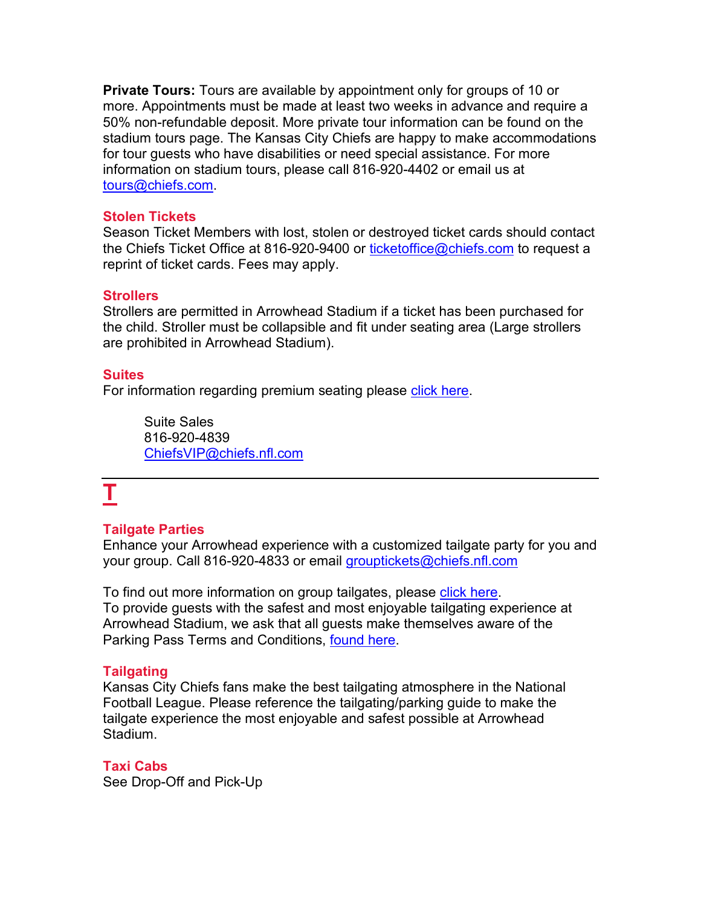**Private Tours:** Tours are available by appointment only for groups of 10 or more. Appointments must be made at least two weeks in advance and require a 50% non-refundable deposit. More private tour information can be found on the stadium tours page. The Kansas City Chiefs are happy to make accommodations for tour guests who have disabilities or need special assistance. For more information on stadium tours, please call 816-920-4402 or email us at tours@chiefs.com.

### Stolen Tickets

Season Ticket Members with lost, stolen or destroyed ticket cards should contact the Chiefs Ticket Office at 816-920-9400 or ticketoffice@chiefs.com to request a reprint of ticket cards. Fees may apply.

### Strollers

Strollers are permitted in Arrowhead Stadium if a ticket has been purchased for the child. Stroller must be collapsible and fit under seating area (Large strollers are prohibited in Arrowhead Stadium).

### Suites

For information regarding premium seating please click here.

> Suite Sales
> 816-920-4839
> ChiefsVIP@chiefs.nfl.com

---

## T

### Tailgate Parties

Enhance your Arrowhead experience with a customized tailgate party for you and your group. Call 816-920-4833 or email grouptickets@chiefs.nfl.com

To find out more information on group tailgates, please click here.
To provide guests with the safest and most enjoyable tailgating experience at Arrowhead Stadium, we ask that all guests make themselves aware of the Parking Pass Terms and Conditions, found here.

### Tailgating

Kansas City Chiefs fans make the best tailgating atmosphere in the National Football League. Please reference the tailgating/parking guide to make the tailgate experience the most enjoyable and safest possible at Arrowhead Stadium.

### Taxi Cabs

See Drop-Off and Pick-Up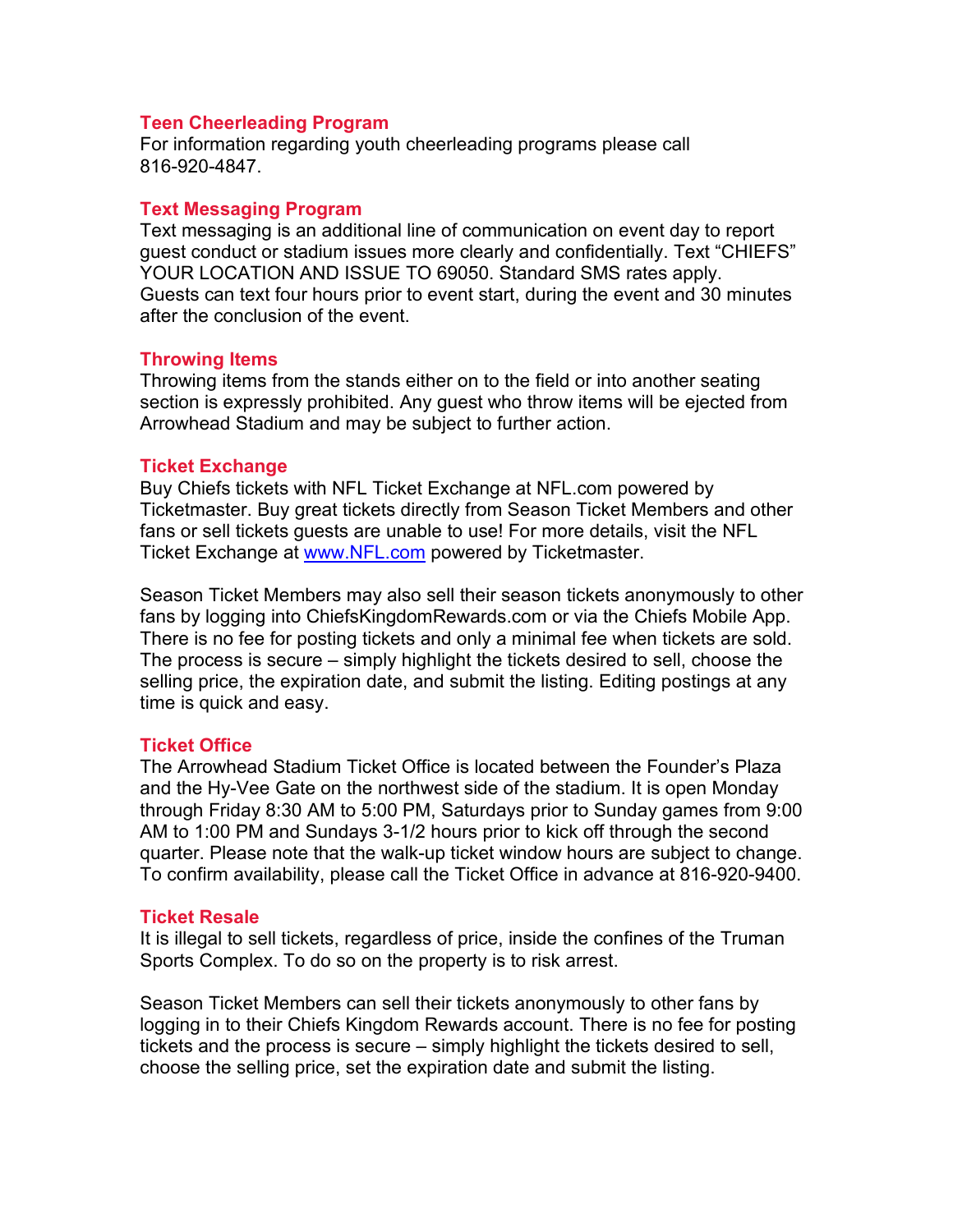### Teen Cheerleading Program

For information regarding youth cheerleading programs please call 816-920-4847.

### Text Messaging Program

Text messaging is an additional line of communication on event day to report guest conduct or stadium issues more clearly and confidentially. Text "CHIEFS" YOUR LOCATION AND ISSUE TO 69050. Standard SMS rates apply. Guests can text four hours prior to event start, during the event and 30 minutes after the conclusion of the event.

### Throwing Items

Throwing items from the stands either on to the field or into another seating section is expressly prohibited. Any guest who throw items will be ejected from Arrowhead Stadium and may be subject to further action.

### Ticket Exchange

Buy Chiefs tickets with NFL Ticket Exchange at NFL.com powered by Ticketmaster. Buy great tickets directly from Season Ticket Members and other fans or sell tickets guests are unable to use! For more details, visit the NFL Ticket Exchange at [www.NFL.com](http://www.NFL.com) powered by Ticketmaster.

Season Ticket Members may also sell their season tickets anonymously to other fans by logging into ChiefsKingdomRewards.com or via the Chiefs Mobile App. There is no fee for posting tickets and only a minimal fee when tickets are sold. The process is secure – simply highlight the tickets desired to sell, choose the selling price, the expiration date, and submit the listing. Editing postings at any time is quick and easy.

### Ticket Office

The Arrowhead Stadium Ticket Office is located between the Founder's Plaza and the Hy-Vee Gate on the northwest side of the stadium. It is open Monday through Friday 8:30 AM to 5:00 PM, Saturdays prior to Sunday games from 9:00 AM to 1:00 PM and Sundays 3-1/2 hours prior to kick off through the second quarter. Please note that the walk-up ticket window hours are subject to change. To confirm availability, please call the Ticket Office in advance at 816-920-9400.

### Ticket Resale

It is illegal to sell tickets, regardless of price, inside the confines of the Truman Sports Complex. To do so on the property is to risk arrest.

Season Ticket Members can sell their tickets anonymously to other fans by logging in to their Chiefs Kingdom Rewards account. There is no fee for posting tickets and the process is secure – simply highlight the tickets desired to sell, choose the selling price, set the expiration date and submit the listing.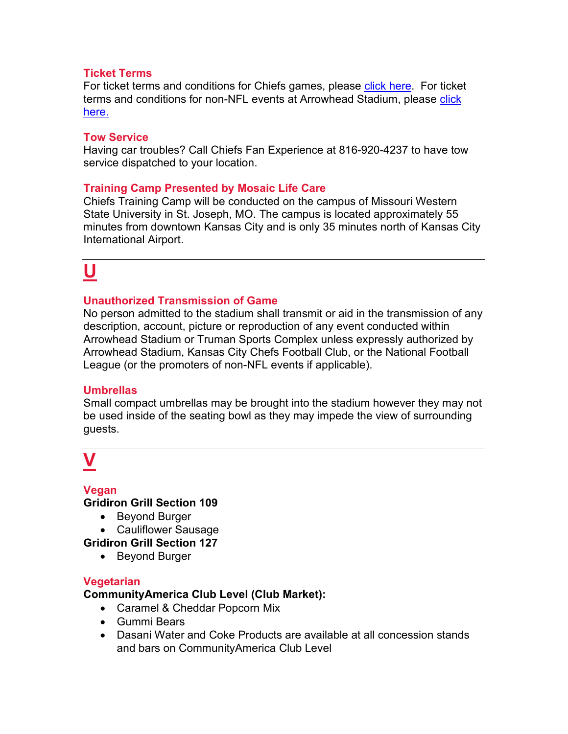### Ticket Terms

For ticket terms and conditions for Chiefs games, please click here. For ticket terms and conditions for non-NFL events at Arrowhead Stadium, please click here.

### Tow Service

Having car troubles? Call Chiefs Fan Experience at 816-920-4237 to have tow service dispatched to your location.

### Training Camp Presented by Mosaic Life Care

Chiefs Training Camp will be conducted on the campus of Missouri Western State University in St. Joseph, MO. The campus is located approximately 55 minutes from downtown Kansas City and is only 35 minutes north of Kansas City International Airport.

---

## U

### Unauthorized Transmission of Game

No person admitted to the stadium shall transmit or aid in the transmission of any description, account, picture or reproduction of any event conducted within Arrowhead Stadium or Truman Sports Complex unless expressly authorized by Arrowhead Stadium, Kansas City Chefs Football Club, or the National Football League (or the promoters of non-NFL events if applicable).

### Umbrellas

Small compact umbrellas may be brought into the stadium however they may not be used inside of the seating bowl as they may impede the view of surrounding guests.

---

## V

### Vegan

**Gridiron Grill Section 109**

- Beyond Burger
- Cauliflower Sausage

**Gridiron Grill Section 127**

- Beyond Burger

### Vegetarian

**CommunityAmerica Club Level (Club Market):**

- Caramel & Cheddar Popcorn Mix
- Gummi Bears
- Dasani Water and Coke Products are available at all concession stands and bars on CommunityAmerica Club Level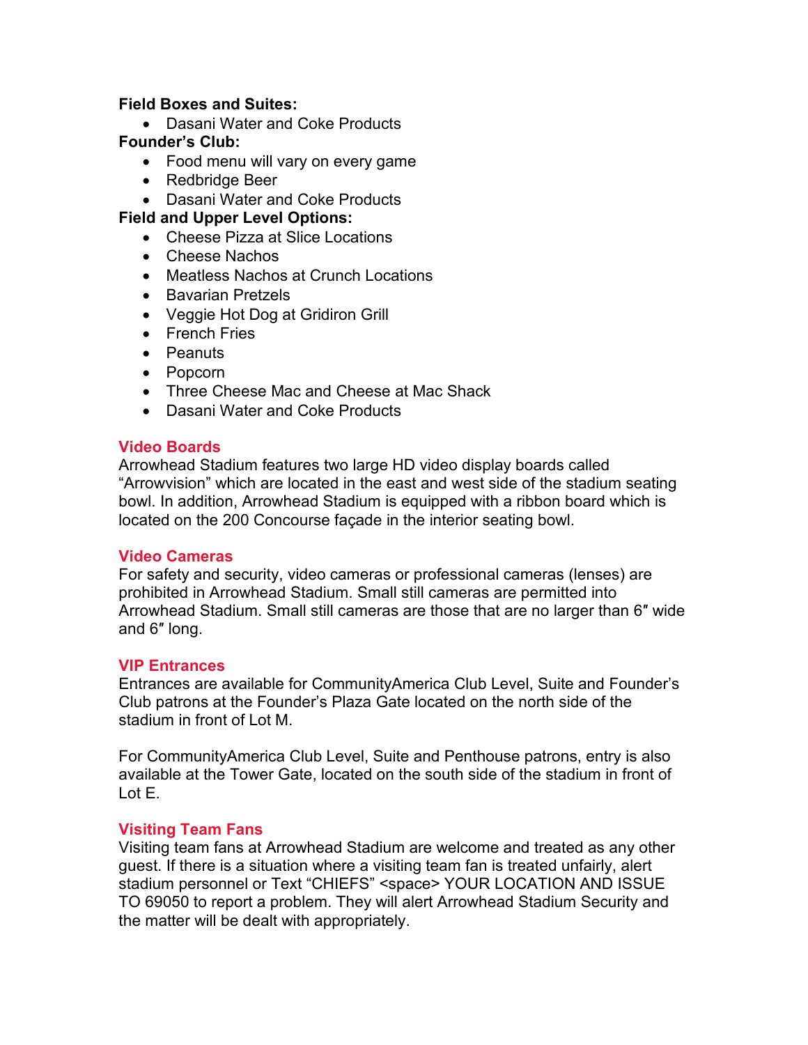**Field Boxes and Suites:**

- Dasani Water and Coke Products

**Founder's Club:**

- Food menu will vary on every game
- Redbridge Beer
- Dasani Water and Coke Products

**Field and Upper Level Options:**

- Cheese Pizza at Slice Locations
- Cheese Nachos
- Meatless Nachos at Crunch Locations
- Bavarian Pretzels
- Veggie Hot Dog at Gridiron Grill
- French Fries
- Peanuts
- Popcorn
- Three Cheese Mac and Cheese at Mac Shack
- Dasani Water and Coke Products

## Video Boards

Arrowhead Stadium features two large HD video display boards called "Arrowvision" which are located in the east and west side of the stadium seating bowl. In addition, Arrowhead Stadium is equipped with a ribbon board which is located on the 200 Concourse façade in the interior seating bowl.

## Video Cameras

For safety and security, video cameras or professional cameras (lenses) are prohibited in Arrowhead Stadium. Small still cameras are permitted into Arrowhead Stadium. Small still cameras are those that are no larger than 6″ wide and 6″ long.

## VIP Entrances

Entrances are available for CommunityAmerica Club Level, Suite and Founder's Club patrons at the Founder's Plaza Gate located on the north side of the stadium in front of Lot M.

For CommunityAmerica Club Level, Suite and Penthouse patrons, entry is also available at the Tower Gate, located on the south side of the stadium in front of Lot E.

## Visiting Team Fans

Visiting team fans at Arrowhead Stadium are welcome and treated as any other guest. If there is a situation where a visiting team fan is treated unfairly, alert stadium personnel or Text "CHIEFS" <space> YOUR LOCATION AND ISSUE TO 69050 to report a problem. They will alert Arrowhead Stadium Security and the matter will be dealt with appropriately.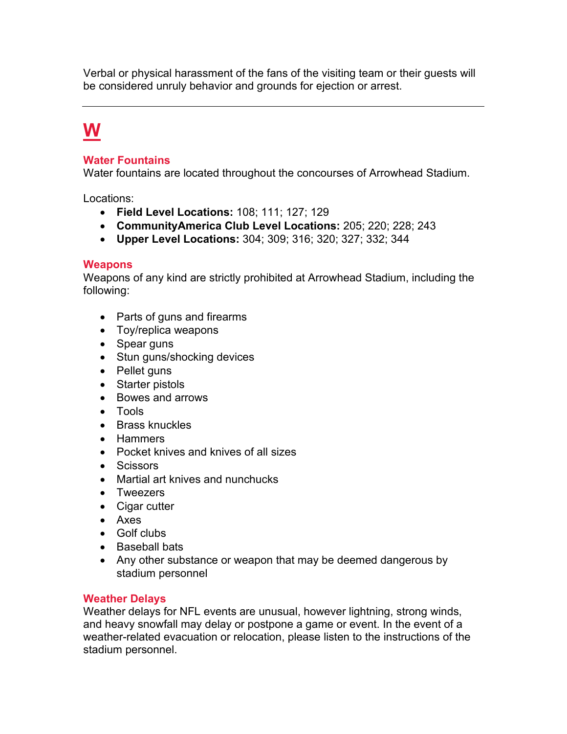Verbal or physical harassment of the fans of the visiting team or their guests will be considered unruly behavior and grounds for ejection or arrest.

---

# W

### Water Fountains

Water fountains are located throughout the concourses of Arrowhead Stadium.

Locations:

- **Field Level Locations:** 108; 111; 127; 129
- **CommunityAmerica Club Level Locations:** 205; 220; 228; 243
- **Upper Level Locations:** 304; 309; 316; 320; 327; 332; 344

### Weapons

Weapons of any kind are strictly prohibited at Arrowhead Stadium, including the following:

- Parts of guns and firearms
- Toy/replica weapons
- Spear guns
- Stun guns/shocking devices
- Pellet guns
- Starter pistols
- Bowes and arrows
- Tools
- Brass knuckles
- Hammers
- Pocket knives and knives of all sizes
- Scissors
- Martial art knives and nunchucks
- Tweezers
- Cigar cutter
- Axes
- Golf clubs
- Baseball bats
- Any other substance or weapon that may be deemed dangerous by stadium personnel

### Weather Delays

Weather delays for NFL events are unusual, however lightning, strong winds, and heavy snowfall may delay or postpone a game or event. In the event of a weather-related evacuation or relocation, please listen to the instructions of the stadium personnel.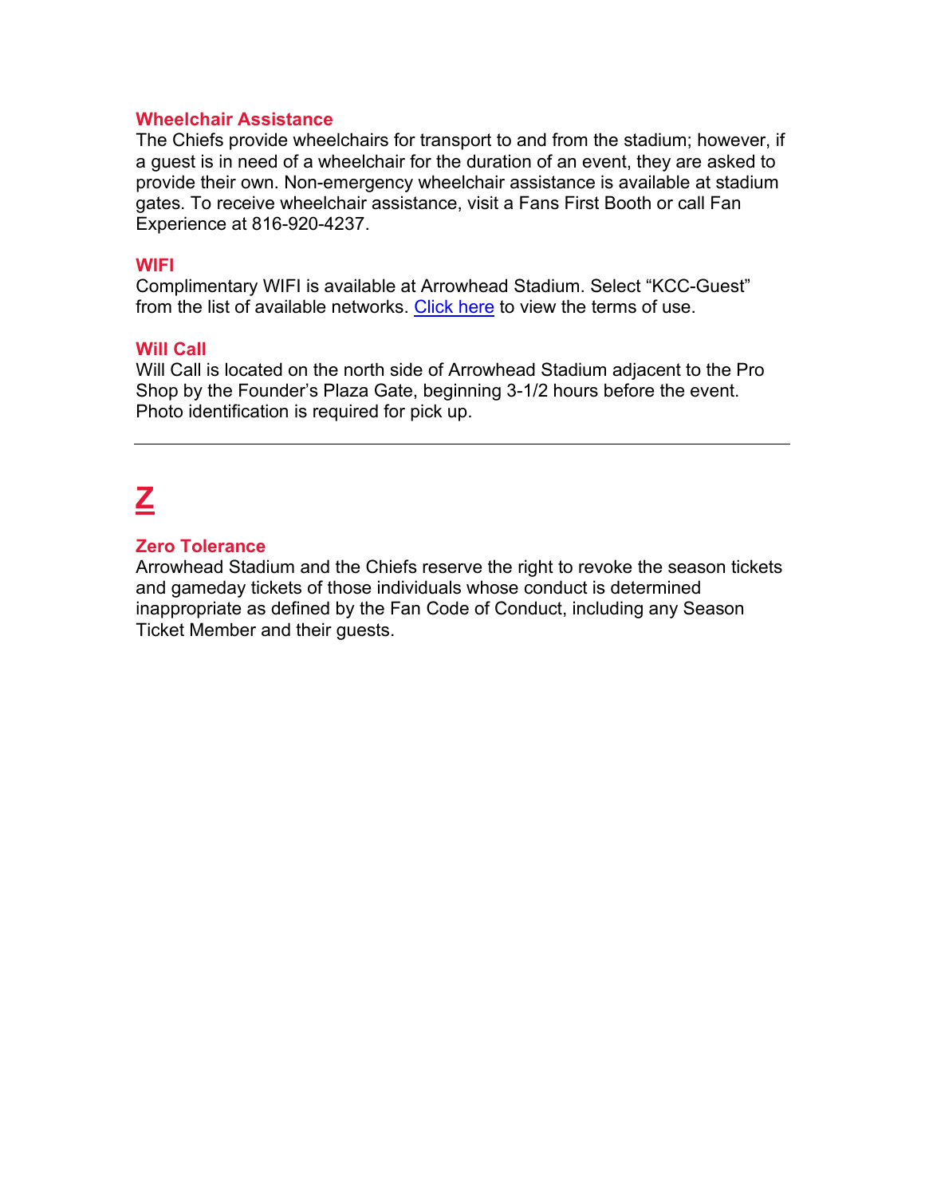### Wheelchair Assistance

The Chiefs provide wheelchairs for transport to and from the stadium; however, if a guest is in need of a wheelchair for the duration of an event, they are asked to provide their own. Non-emergency wheelchair assistance is available at stadium gates. To receive wheelchair assistance, visit a Fans First Booth or call Fan Experience at 816-920-4237.

### WIFI

Complimentary WIFI is available at Arrowhead Stadium. Select “KCC-Guest” from the list of available networks. Click here to view the terms of use.

### Will Call

Will Call is located on the north side of Arrowhead Stadium adjacent to the Pro Shop by the Founder’s Plaza Gate, beginning 3-1/2 hours before the event. Photo identification is required for pick up.

---

## Z

### Zero Tolerance

Arrowhead Stadium and the Chiefs reserve the right to revoke the season tickets and gameday tickets of those individuals whose conduct is determined inappropriate as defined by the Fan Code of Conduct, including any Season Ticket Member and their guests.